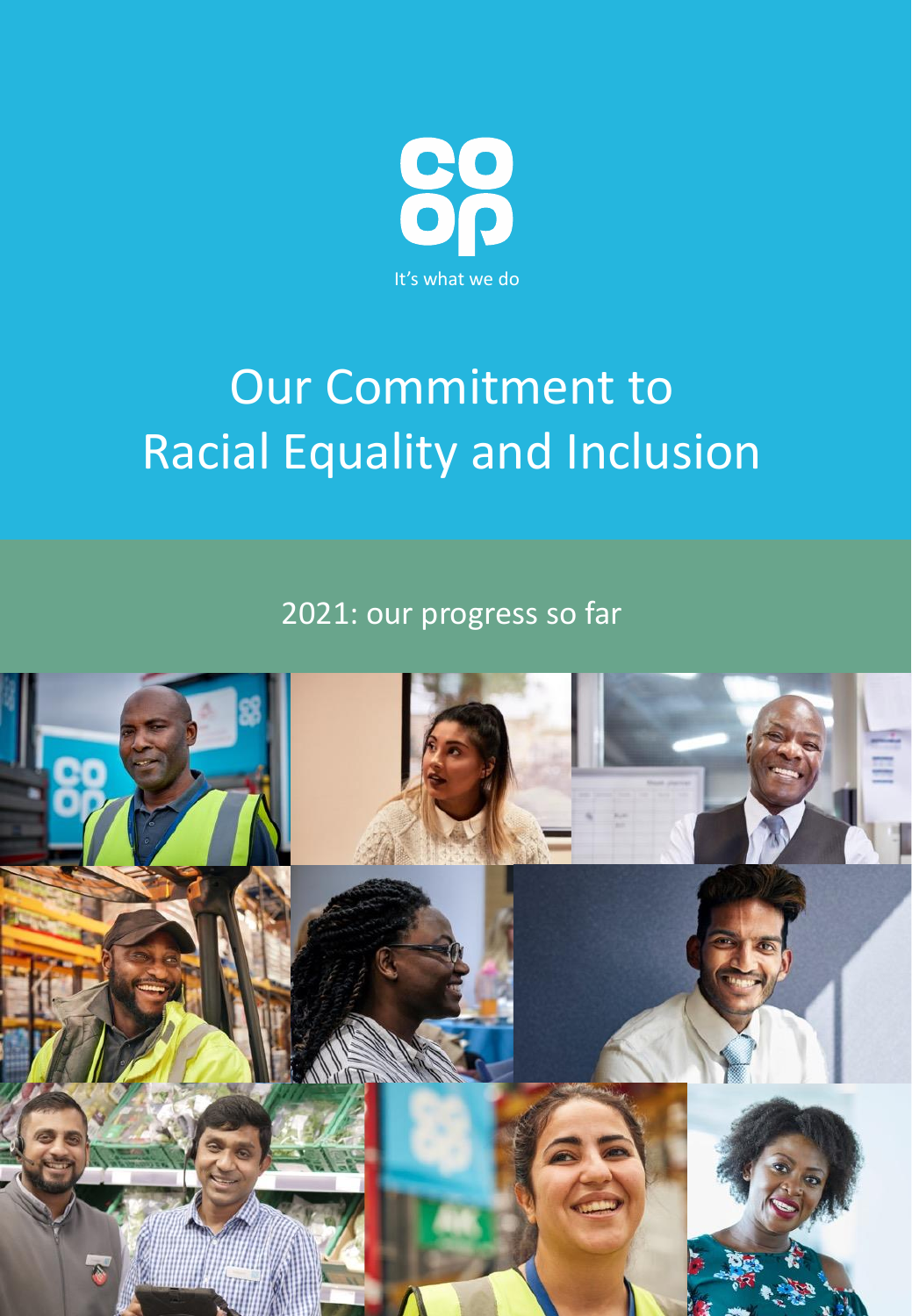co
op

It's what we do

# Our Commitment to Racial Equality and Inclusion

2021: our progress so far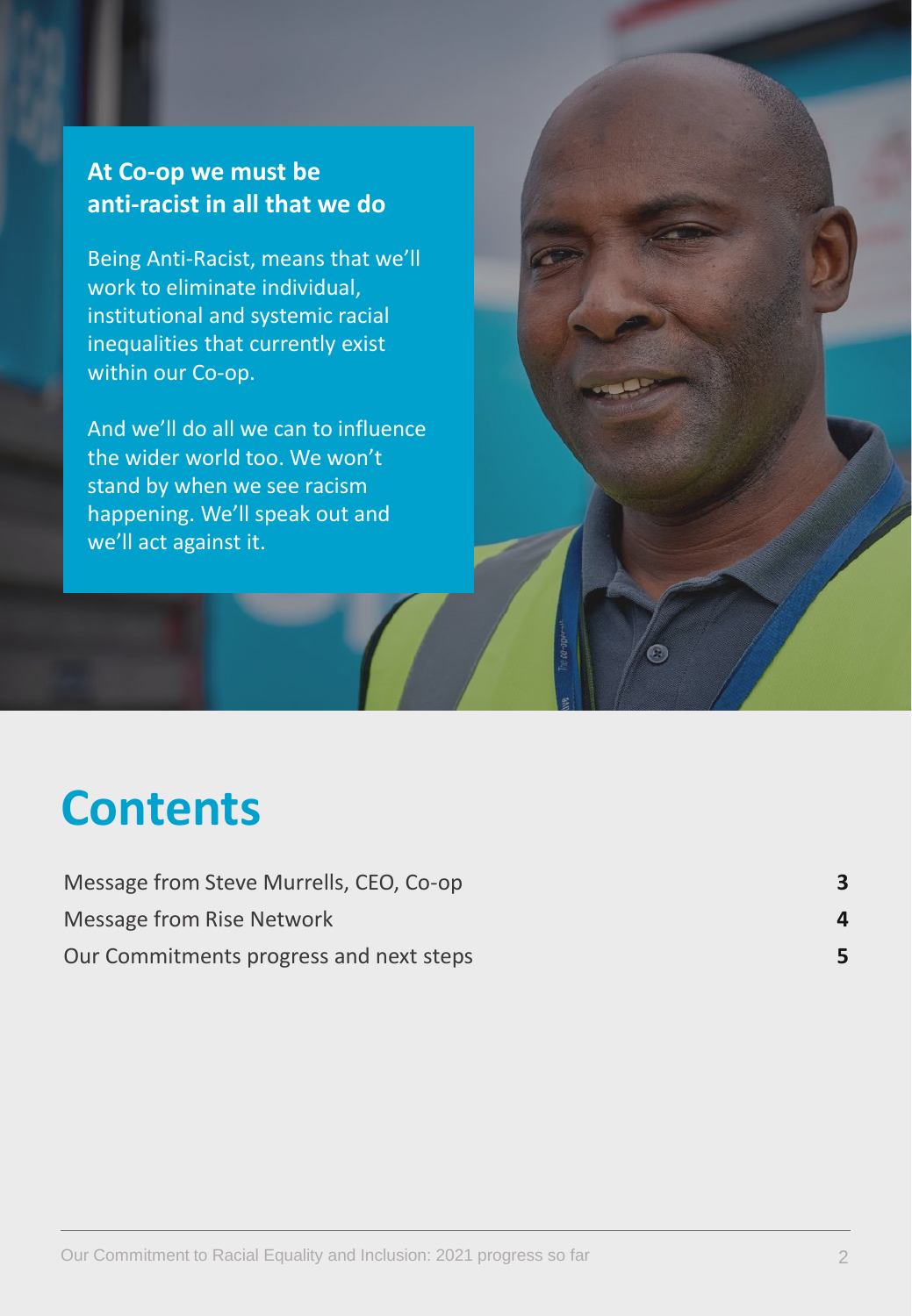## At Co-op we must be anti-racist in all that we do

Being Anti-Racist, means that we'll work to eliminate individual, institutional and systemic racial inequalities that currently exist within our Co-op.

And we'll do all we can to influence the wider world too. We won't stand by when we see racism happening. We'll speak out and we'll act against it.

# Contents

| | |
|---|---|
| Message from Steve Murrells, CEO, Co-op | **3** |
| Message from Rise Network | **4** |
| Our Commitments progress and next steps | **5** |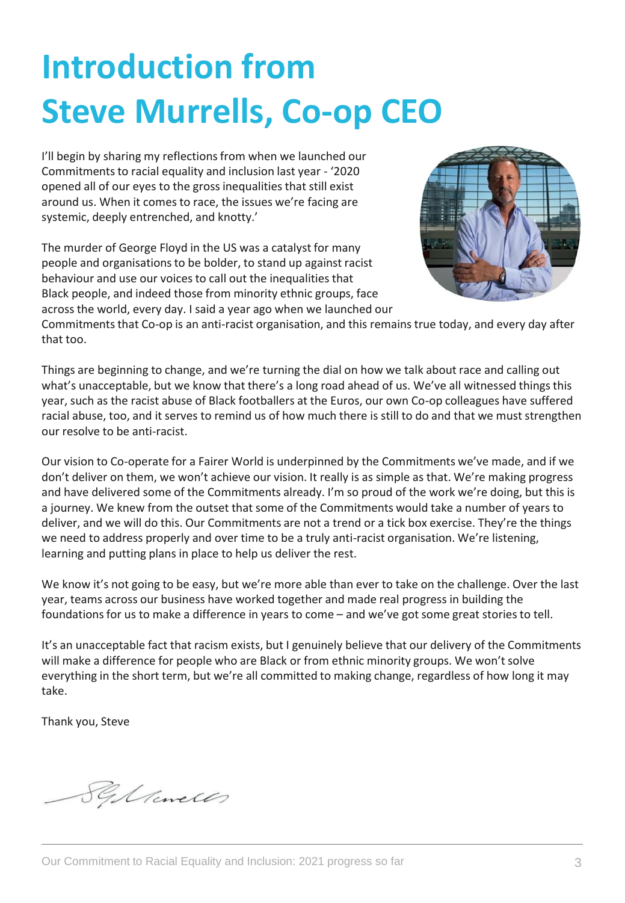# Introduction from Steve Murrells, Co-op CEO

I'll begin by sharing my reflections from when we launched our Commitments to racial equality and inclusion last year - '2020 opened all of our eyes to the gross inequalities that still exist around us. When it comes to race, the issues we're facing are systemic, deeply entrenched, and knotty.'

The murder of George Floyd in the US was a catalyst for many people and organisations to be bolder, to stand up against racist behaviour and use our voices to call out the inequalities that Black people, and indeed those from minority ethnic groups, face across the world, every day. I said a year ago when we launched our Commitments that Co-op is an anti-racist organisation, and this remains true today, and every day after that too.

Things are beginning to change, and we're turning the dial on how we talk about race and calling out what's unacceptable, but we know that there's a long road ahead of us. We've all witnessed things this year, such as the racist abuse of Black footballers at the Euros, our own Co-op colleagues have suffered racial abuse, too, and it serves to remind us of how much there is still to do and that we must strengthen our resolve to be anti-racist.

Our vision to Co-operate for a Fairer World is underpinned by the Commitments we've made, and if we don't deliver on them, we won't achieve our vision. It really is as simple as that. We're making progress and have delivered some of the Commitments already. I'm so proud of the work we're doing, but this is a journey. We knew from the outset that some of the Commitments would take a number of years to deliver, and we will do this. Our Commitments are not a trend or a tick box exercise. They're the things we need to address properly and over time to be a truly anti-racist organisation. We're listening, learning and putting plans in place to help us deliver the rest.

We know it's not going to be easy, but we're more able than ever to take on the challenge. Over the last year, teams across our business have worked together and made real progress in building the foundations for us to make a difference in years to come – and we've got some great stories to tell.

It's an unacceptable fact that racism exists, but I genuinely believe that our delivery of the Commitments will make a difference for people who are Black or from ethnic minority groups. We won't solve everything in the short term, but we're all committed to making change, regardless of how long it may take.

Thank you, Steve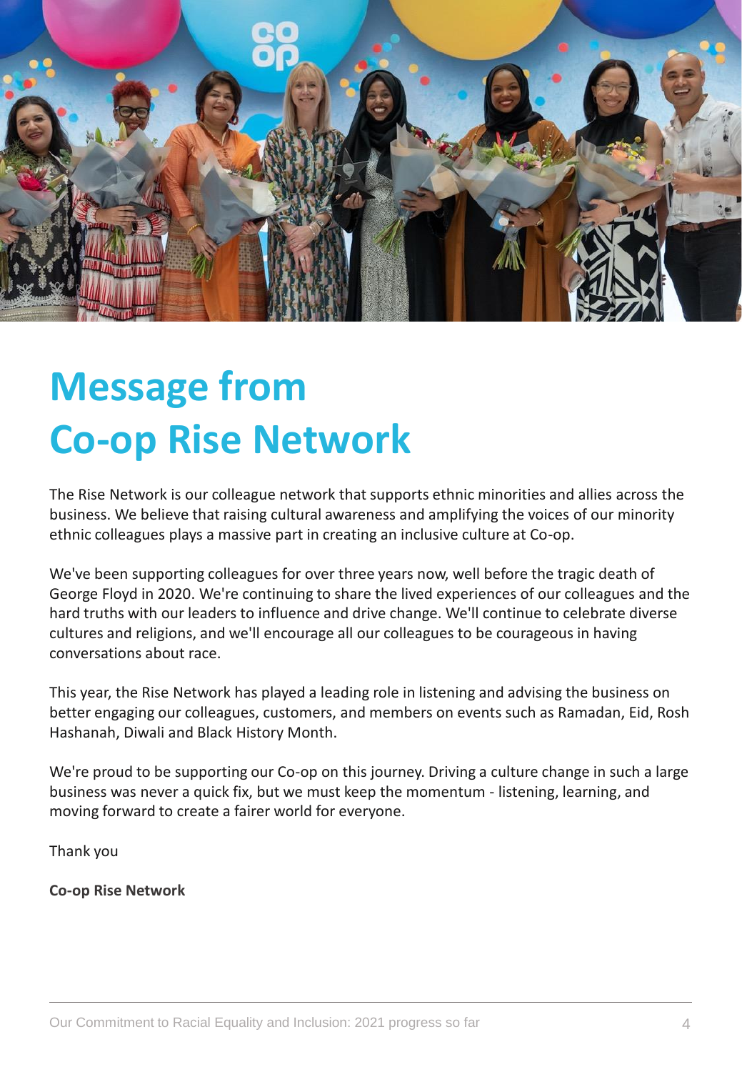# Message from Co-op Rise Network

The Rise Network is our colleague network that supports ethnic minorities and allies across the business. We believe that raising cultural awareness and amplifying the voices of our minority ethnic colleagues plays a massive part in creating an inclusive culture at Co-op.

We've been supporting colleagues for over three years now, well before the tragic death of George Floyd in 2020. We're continuing to share the lived experiences of our colleagues and the hard truths with our leaders to influence and drive change. We'll continue to celebrate diverse cultures and religions, and we'll encourage all our colleagues to be courageous in having conversations about race.

This year, the Rise Network has played a leading role in listening and advising the business on better engaging our colleagues, customers, and members on events such as Ramadan, Eid, Rosh Hashanah, Diwali and Black History Month.

We're proud to be supporting our Co-op on this journey. Driving a culture change in such a large business was never a quick fix, but we must keep the momentum - listening, learning, and moving forward to create a fairer world for everyone.

Thank you

**Co-op Rise Network**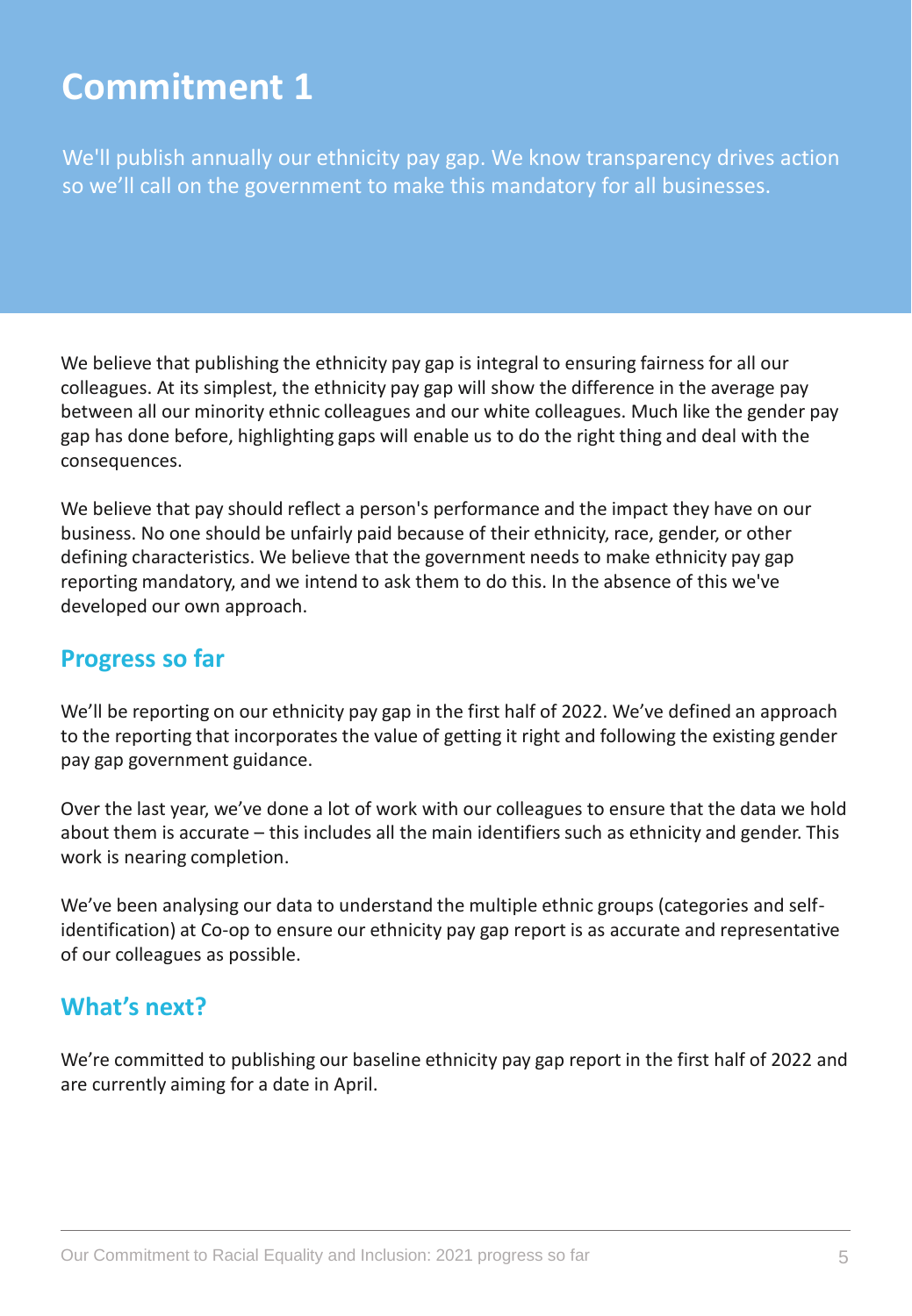# Commitment 1

We'll publish annually our ethnicity pay gap. We know transparency drives action so we'll call on the government to make this mandatory for all businesses.

We believe that publishing the ethnicity pay gap is integral to ensuring fairness for all our colleagues. At its simplest, the ethnicity pay gap will show the difference in the average pay between all our minority ethnic colleagues and our white colleagues. Much like the gender pay gap has done before, highlighting gaps will enable us to do the right thing and deal with the consequences.

We believe that pay should reflect a person's performance and the impact they have on our business. No one should be unfairly paid because of their ethnicity, race, gender, or other defining characteristics. We believe that the government needs to make ethnicity pay gap reporting mandatory, and we intend to ask them to do this. In the absence of this we've developed our own approach.

## Progress so far

We'll be reporting on our ethnicity pay gap in the first half of 2022. We've defined an approach to the reporting that incorporates the value of getting it right and following the existing gender pay gap government guidance.

Over the last year, we've done a lot of work with our colleagues to ensure that the data we hold about them is accurate – this includes all the main identifiers such as ethnicity and gender. This work is nearing completion.

We've been analysing our data to understand the multiple ethnic groups (categories and self-identification) at Co-op to ensure our ethnicity pay gap report is as accurate and representative of our colleagues as possible.

## What's next?

We're committed to publishing our baseline ethnicity pay gap report in the first half of 2022 and are currently aiming for a date in April.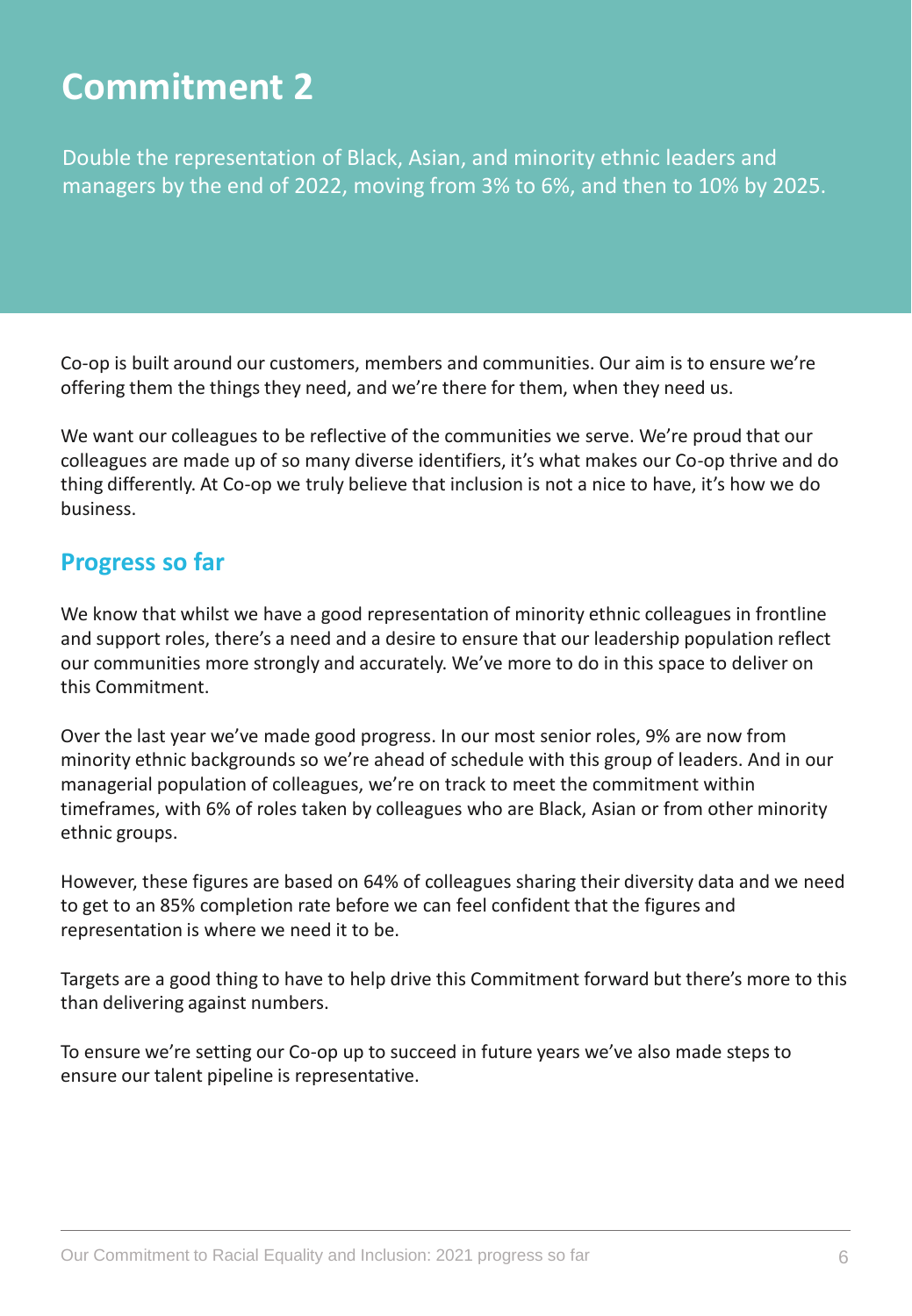# Commitment 2

Double the representation of Black, Asian, and minority ethnic leaders and managers by the end of 2022, moving from 3% to 6%, and then to 10% by 2025.

Co-op is built around our customers, members and communities. Our aim is to ensure we're offering them the things they need, and we're there for them, when they need us.

We want our colleagues to be reflective of the communities we serve. We're proud that our colleagues are made up of so many diverse identifiers, it's what makes our Co-op thrive and do thing differently. At Co-op we truly believe that inclusion is not a nice to have, it's how we do business.

## Progress so far

We know that whilst we have a good representation of minority ethnic colleagues in frontline and support roles, there's a need and a desire to ensure that our leadership population reflect our communities more strongly and accurately. We've more to do in this space to deliver on this Commitment.

Over the last year we've made good progress. In our most senior roles, 9% are now from minority ethnic backgrounds so we're ahead of schedule with this group of leaders. And in our managerial population of colleagues, we're on track to meet the commitment within timeframes, with 6% of roles taken by colleagues who are Black, Asian or from other minority ethnic groups.

However, these figures are based on 64% of colleagues sharing their diversity data and we need to get to an 85% completion rate before we can feel confident that the figures and representation is where we need it to be.

Targets are a good thing to have to help drive this Commitment forward but there's more to this than delivering against numbers.

To ensure we're setting our Co-op up to succeed in future years we've also made steps to ensure our talent pipeline is representative.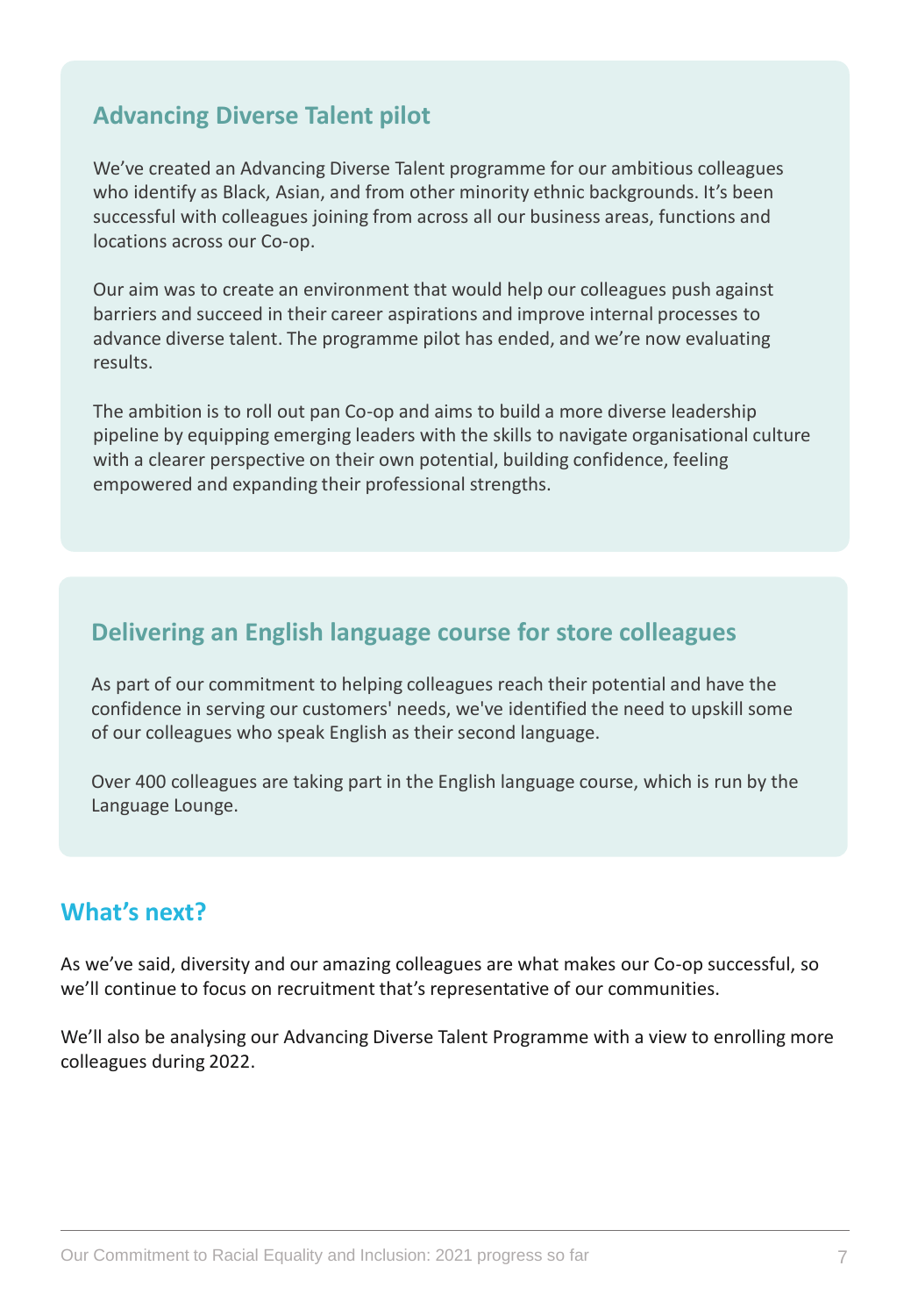## Advancing Diverse Talent pilot

We’ve created an Advancing Diverse Talent programme for our ambitious colleagues who identify as Black, Asian, and from other minority ethnic backgrounds. It’s been successful with colleagues joining from across all our business areas, functions and locations across our Co-op.

Our aim was to create an environment that would help our colleagues push against barriers and succeed in their career aspirations and improve internal processes to advance diverse talent. The programme pilot has ended, and we’re now evaluating results.

The ambition is to roll out pan Co-op and aims to build a more diverse leadership pipeline by equipping emerging leaders with the skills to navigate organisational culture with a clearer perspective on their own potential, building confidence, feeling empowered and expanding their professional strengths.

## Delivering an English language course for store colleagues

As part of our commitment to helping colleagues reach their potential and have the confidence in serving our customers' needs, we've identified the need to upskill some of our colleagues who speak English as their second language.

Over 400 colleagues are taking part in the English language course, which is run by the Language Lounge.

## What’s next?

As we’ve said, diversity and our amazing colleagues are what makes our Co-op successful, so we’ll continue to focus on recruitment that’s representative of our communities.

We’ll also be analysing our Advancing Diverse Talent Programme with a view to enrolling more colleagues during 2022.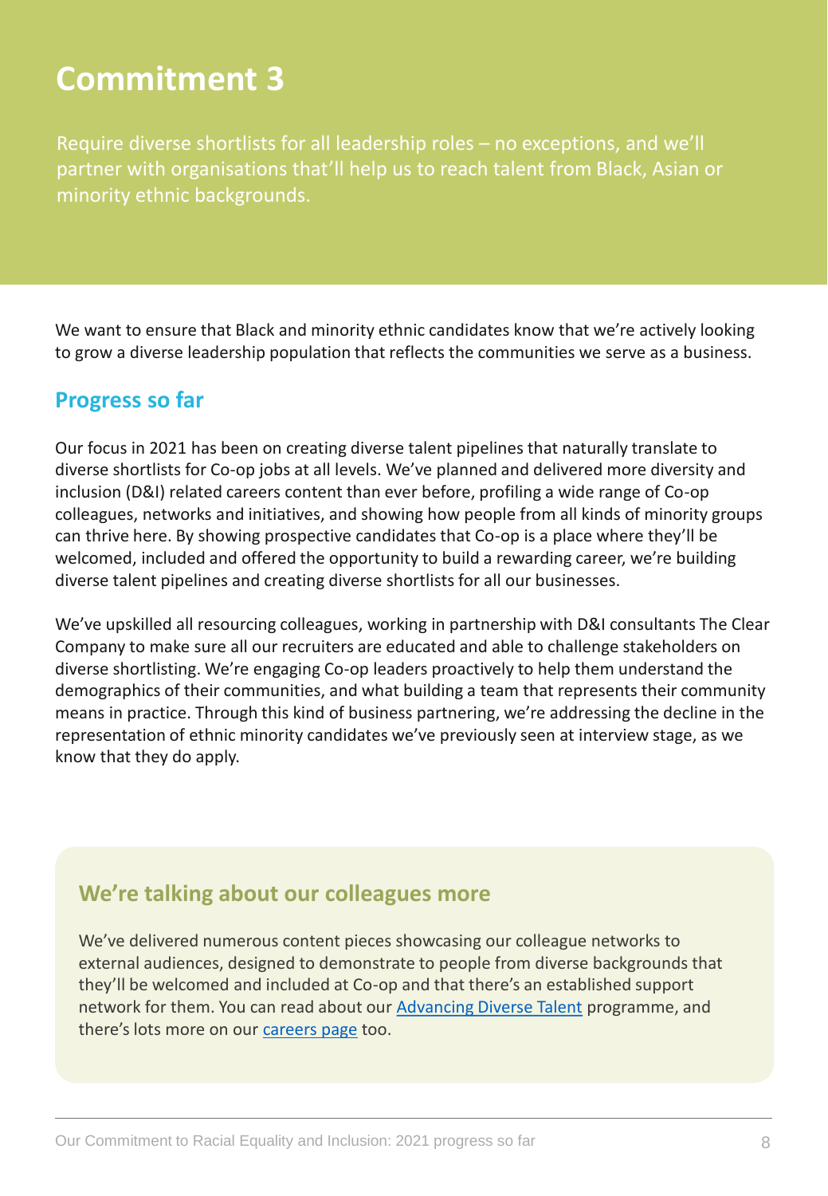# Commitment 3

Require diverse shortlists for all leadership roles – no exceptions, and we'll partner with organisations that'll help us to reach talent from Black, Asian or minority ethnic backgrounds.

We want to ensure that Black and minority ethnic candidates know that we're actively looking to grow a diverse leadership population that reflects the communities we serve as a business.

## Progress so far

Our focus in 2021 has been on creating diverse talent pipelines that naturally translate to diverse shortlists for Co-op jobs at all levels. We've planned and delivered more diversity and inclusion (D&I) related careers content than ever before, profiling a wide range of Co-op colleagues, networks and initiatives, and showing how people from all kinds of minority groups can thrive here. By showing prospective candidates that Co-op is a place where they'll be welcomed, included and offered the opportunity to build a rewarding career, we're building diverse talent pipelines and creating diverse shortlists for all our businesses.

We've upskilled all resourcing colleagues, working in partnership with D&I consultants The Clear Company to make sure all our recruiters are educated and able to challenge stakeholders on diverse shortlisting. We're engaging Co-op leaders proactively to help them understand the demographics of their communities, and what building a team that represents their community means in practice. Through this kind of business partnering, we're addressing the decline in the representation of ethnic minority candidates we've previously seen at interview stage, as we know that they do apply.

### We're talking about our colleagues more

We've delivered numerous content pieces showcasing our colleague networks to external audiences, designed to demonstrate to people from diverse backgrounds that they'll be welcomed and included at Co-op and that there's an established support network for them. You can read about our Advancing Diverse Talent programme, and there's lots more on our careers page too.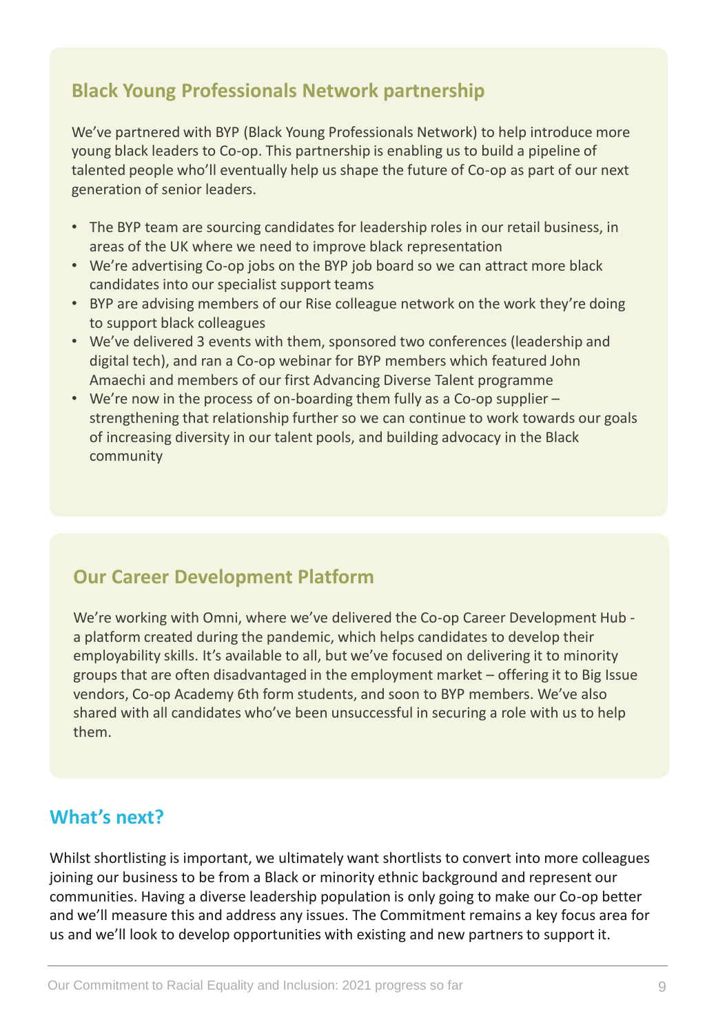## Black Young Professionals Network partnership

We've partnered with BYP (Black Young Professionals Network) to help introduce more young black leaders to Co-op. This partnership is enabling us to build a pipeline of talented people who'll eventually help us shape the future of Co-op as part of our next generation of senior leaders.

- The BYP team are sourcing candidates for leadership roles in our retail business, in areas of the UK where we need to improve black representation
- We're advertising Co-op jobs on the BYP job board so we can attract more black candidates into our specialist support teams
- BYP are advising members of our Rise colleague network on the work they're doing to support black colleagues
- We've delivered 3 events with them, sponsored two conferences (leadership and digital tech), and ran a Co-op webinar for BYP members which featured John Amaechi and members of our first Advancing Diverse Talent programme
- We're now in the process of on-boarding them fully as a Co-op supplier – strengthening that relationship further so we can continue to work towards our goals of increasing diversity in our talent pools, and building advocacy in the Black community

## Our Career Development Platform

We're working with Omni, where we've delivered the Co-op Career Development Hub - a platform created during the pandemic, which helps candidates to develop their employability skills. It's available to all, but we've focused on delivering it to minority groups that are often disadvantaged in the employment market – offering it to Big Issue vendors, Co-op Academy 6th form students, and soon to BYP members. We've also shared with all candidates who've been unsuccessful in securing a role with us to help them.

## What's next?

Whilst shortlisting is important, we ultimately want shortlists to convert into more colleagues joining our business to be from a Black or minority ethnic background and represent our communities. Having a diverse leadership population is only going to make our Co-op better and we'll measure this and address any issues. The Commitment remains a key focus area for us and we'll look to develop opportunities with existing and new partners to support it.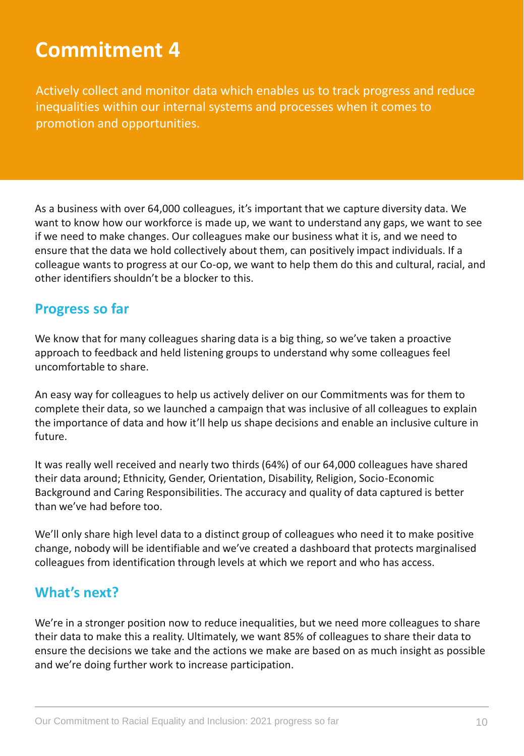# Commitment 4

Actively collect and monitor data which enables us to track progress and reduce inequalities within our internal systems and processes when it comes to promotion and opportunities.

As a business with over 64,000 colleagues, it's important that we capture diversity data. We want to know how our workforce is made up, we want to understand any gaps, we want to see if we need to make changes. Our colleagues make our business what it is, and we need to ensure that the data we hold collectively about them, can positively impact individuals. If a colleague wants to progress at our Co-op, we want to help them do this and cultural, racial, and other identifiers shouldn't be a blocker to this.

## Progress so far

We know that for many colleagues sharing data is a big thing, so we've taken a proactive approach to feedback and held listening groups to understand why some colleagues feel uncomfortable to share.

An easy way for colleagues to help us actively deliver on our Commitments was for them to complete their data, so we launched a campaign that was inclusive of all colleagues to explain the importance of data and how it'll help us shape decisions and enable an inclusive culture in future.

It was really well received and nearly two thirds (64%) of our 64,000 colleagues have shared their data around; Ethnicity, Gender, Orientation, Disability, Religion, Socio-Economic Background and Caring Responsibilities. The accuracy and quality of data captured is better than we've had before too.

We'll only share high level data to a distinct group of colleagues who need it to make positive change, nobody will be identifiable and we've created a dashboard that protects marginalised colleagues from identification through levels at which we report and who has access.

## What's next?

We're in a stronger position now to reduce inequalities, but we need more colleagues to share their data to make this a reality. Ultimately, we want 85% of colleagues to share their data to ensure the decisions we take and the actions we make are based on as much insight as possible and we're doing further work to increase participation.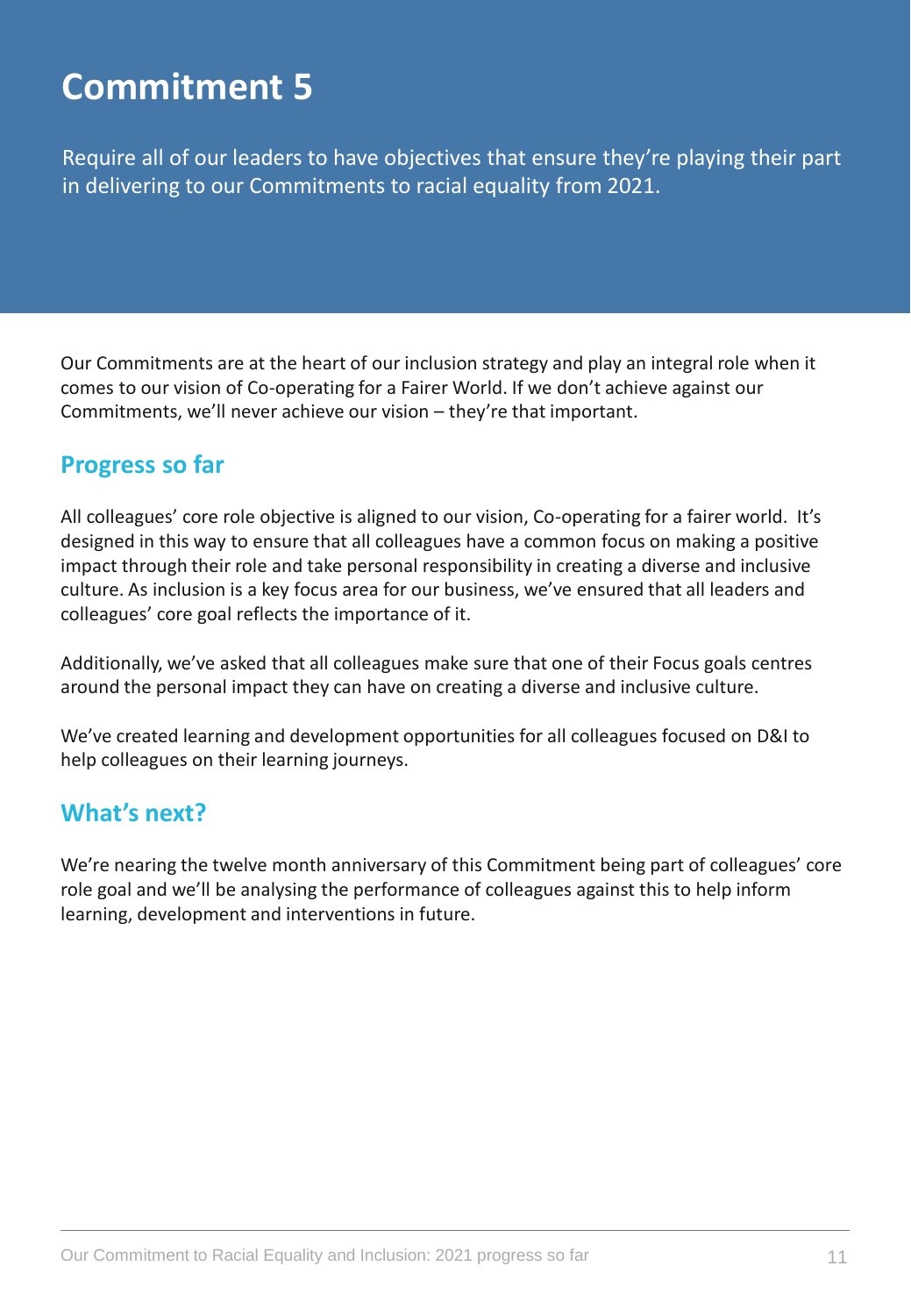# Commitment 5

Require all of our leaders to have objectives that ensure they're playing their part in delivering to our Commitments to racial equality from 2021.

Our Commitments are at the heart of our inclusion strategy and play an integral role when it comes to our vision of Co-operating for a Fairer World. If we don't achieve against our Commitments, we'll never achieve our vision – they're that important.

## Progress so far

All colleagues' core role objective is aligned to our vision, Co-operating for a fairer world. It's designed in this way to ensure that all colleagues have a common focus on making a positive impact through their role and take personal responsibility in creating a diverse and inclusive culture. As inclusion is a key focus area for our business, we've ensured that all leaders and colleagues' core goal reflects the importance of it.

Additionally, we've asked that all colleagues make sure that one of their Focus goals centres around the personal impact they can have on creating a diverse and inclusive culture.

We've created learning and development opportunities for all colleagues focused on D&I to help colleagues on their learning journeys.

## What's next?

We're nearing the twelve month anniversary of this Commitment being part of colleagues' core role goal and we'll be analysing the performance of colleagues against this to help inform learning, development and interventions in future.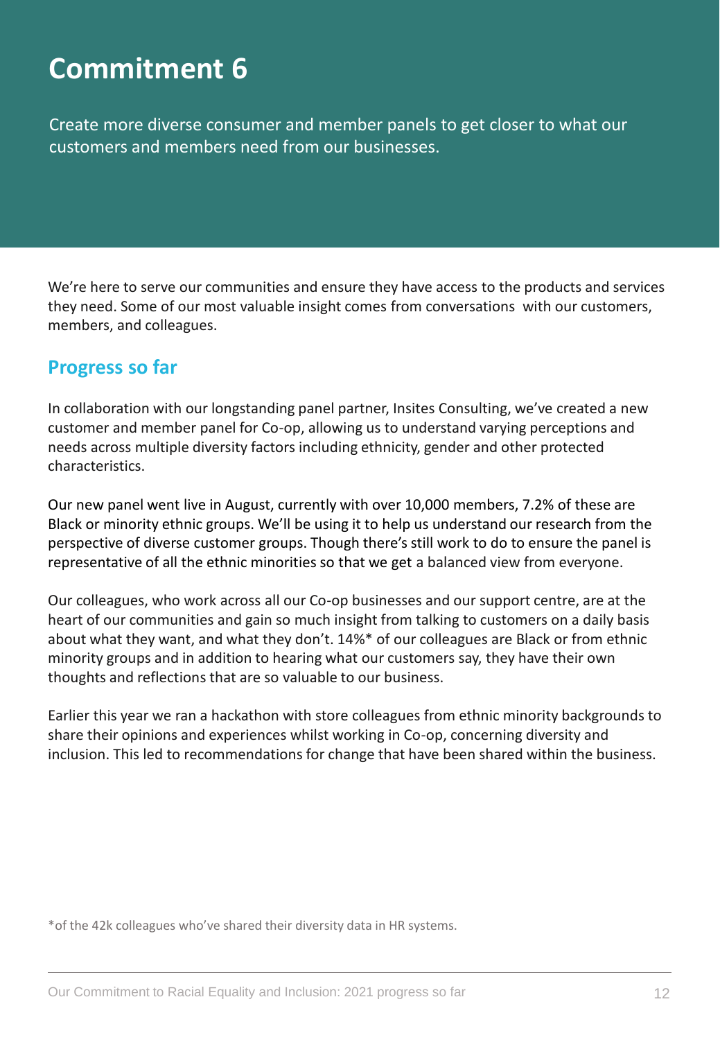# Commitment 6

Create more diverse consumer and member panels to get closer to what our customers and members need from our businesses.

We're here to serve our communities and ensure they have access to the products and services they need. Some of our most valuable insight comes from conversations with our customers, members, and colleagues.

## Progress so far

In collaboration with our longstanding panel partner, Insites Consulting, we've created a new customer and member panel for Co-op, allowing us to understand varying perceptions and needs across multiple diversity factors including ethnicity, gender and other protected characteristics.

Our new panel went live in August, currently with over 10,000 members, 7.2% of these are Black or minority ethnic groups. We'll be using it to help us understand our research from the perspective of diverse customer groups. Though there's still work to do to ensure the panel is representative of all the ethnic minorities so that we get a balanced view from everyone.

Our colleagues, who work across all our Co-op businesses and our support centre, are at the heart of our communities and gain so much insight from talking to customers on a daily basis about what they want, and what they don't. 14%* of our colleagues are Black or from ethnic minority groups and in addition to hearing what our customers say, they have their own thoughts and reflections that are so valuable to our business.

Earlier this year we ran a hackathon with store colleagues from ethnic minority backgrounds to share their opinions and experiences whilst working in Co-op, concerning diversity and inclusion. This led to recommendations for change that have been shared within the business.

*of the 42k colleagues who've shared their diversity data in HR systems.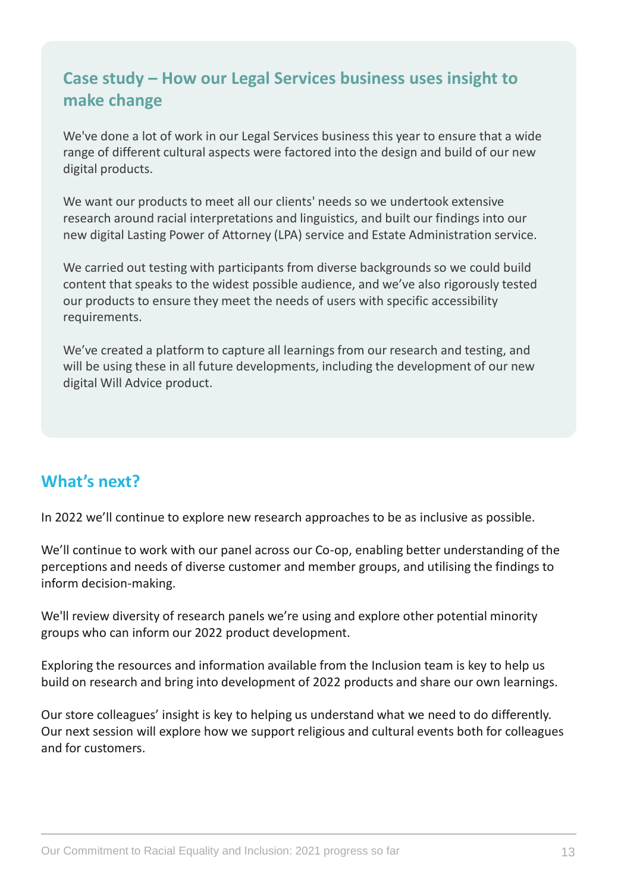## Case study – How our Legal Services business uses insight to make change

We've done a lot of work in our Legal Services business this year to ensure that a wide range of different cultural aspects were factored into the design and build of our new digital products.

We want our products to meet all our clients' needs so we undertook extensive research around racial interpretations and linguistics, and built our findings into our new digital Lasting Power of Attorney (LPA) service and Estate Administration service.

We carried out testing with participants from diverse backgrounds so we could build content that speaks to the widest possible audience, and we've also rigorously tested our products to ensure they meet the needs of users with specific accessibility requirements.

We've created a platform to capture all learnings from our research and testing, and will be using these in all future developments, including the development of our new digital Will Advice product.

## What's next?

In 2022 we'll continue to explore new research approaches to be as inclusive as possible.

We'll continue to work with our panel across our Co-op, enabling better understanding of the perceptions and needs of diverse customer and member groups, and utilising the findings to inform decision-making.

We'll review diversity of research panels we're using and explore other potential minority groups who can inform our 2022 product development.

Exploring the resources and information available from the Inclusion team is key to help us build on research and bring into development of 2022 products and share our own learnings.

Our store colleagues' insight is key to helping us understand what we need to do differently. Our next session will explore how we support religious and cultural events both for colleagues and for customers.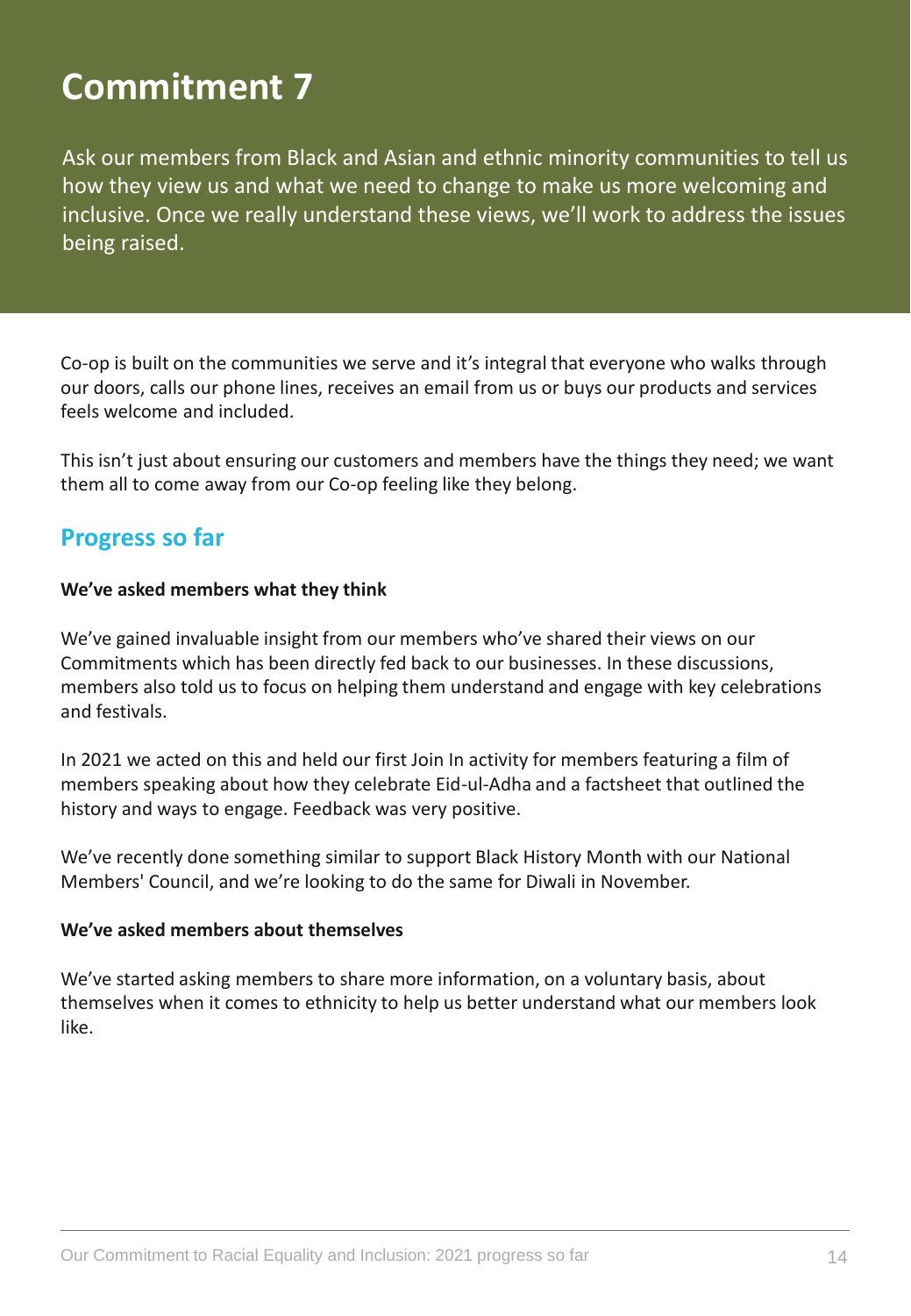# Commitment 7

Ask our members from Black and Asian and ethnic minority communities to tell us how they view us and what we need to change to make us more welcoming and inclusive. Once we really understand these views, we'll work to address the issues being raised.

Co-op is built on the communities we serve and it's integral that everyone who walks through our doors, calls our phone lines, receives an email from us or buys our products and services feels welcome and included.

This isn't just about ensuring our customers and members have the things they need; we want them all to come away from our Co-op feeling like they belong.

## Progress so far

**We've asked members what they think**

We've gained invaluable insight from our members who've shared their views on our Commitments which has been directly fed back to our businesses. In these discussions, members also told us to focus on helping them understand and engage with key celebrations and festivals.

In 2021 we acted on this and held our first Join In activity for members featuring a film of members speaking about how they celebrate Eid-ul-Adha and a factsheet that outlined the history and ways to engage. Feedback was very positive.

We've recently done something similar to support Black History Month with our National Members' Council, and we're looking to do the same for Diwali in November.

**We've asked members about themselves**

We've started asking members to share more information, on a voluntary basis, about themselves when it comes to ethnicity to help us better understand what our members look like.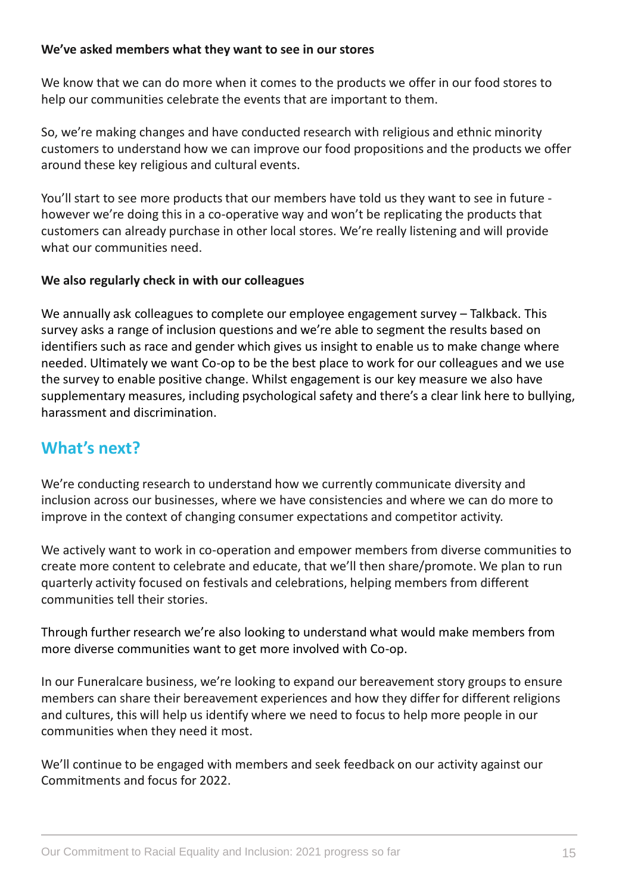**We've asked members what they want to see in our stores**

We know that we can do more when it comes to the products we offer in our food stores to help our communities celebrate the events that are important to them.

So, we're making changes and have conducted research with religious and ethnic minority customers to understand how we can improve our food propositions and the products we offer around these key religious and cultural events.

You'll start to see more products that our members have told us they want to see in future - however we're doing this in a co-operative way and won't be replicating the products that customers can already purchase in other local stores. We're really listening and will provide what our communities need.

**We also regularly check in with our colleagues**

We annually ask colleagues to complete our employee engagement survey – Talkback. This survey asks a range of inclusion questions and we're able to segment the results based on identifiers such as race and gender which gives us insight to enable us to make change where needed. Ultimately we want Co-op to be the best place to work for our colleagues and we use the survey to enable positive change. Whilst engagement is our key measure we also have supplementary measures, including psychological safety and there's a clear link here to bullying, harassment and discrimination.

## What's next?

We're conducting research to understand how we currently communicate diversity and inclusion across our businesses, where we have consistencies and where we can do more to improve in the context of changing consumer expectations and competitor activity.

We actively want to work in co-operation and empower members from diverse communities to create more content to celebrate and educate, that we'll then share/promote. We plan to run quarterly activity focused on festivals and celebrations, helping members from different communities tell their stories.

Through further research we're also looking to understand what would make members from more diverse communities want to get more involved with Co-op.

In our Funeralcare business, we're looking to expand our bereavement story groups to ensure members can share their bereavement experiences and how they differ for different religions and cultures, this will help us identify where we need to focus to help more people in our communities when they need it most.

We'll continue to be engaged with members and seek feedback on our activity against our Commitments and focus for 2022.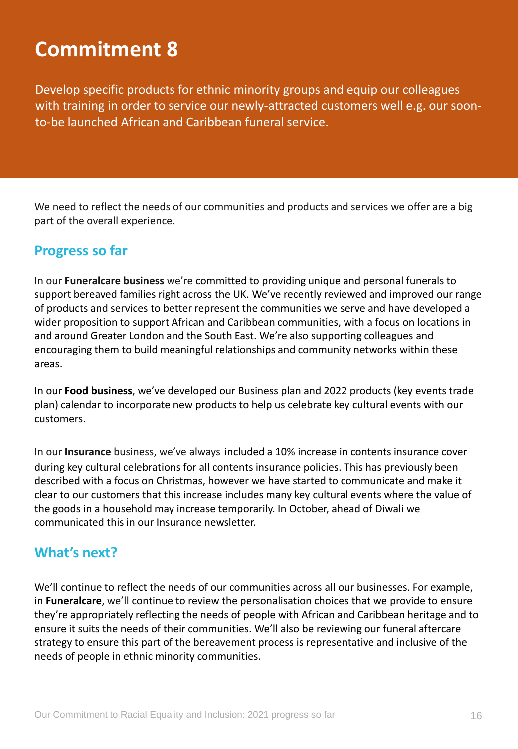# Commitment 8

Develop specific products for ethnic minority groups and equip our colleagues with training in order to service our newly-attracted customers well e.g. our soon-to-be launched African and Caribbean funeral service.

We need to reflect the needs of our communities and products and services we offer are a big part of the overall experience.

## Progress so far

In our **Funeralcare business** we're committed to providing unique and personal funerals to support bereaved families right across the UK. We've recently reviewed and improved our range of products and services to better represent the communities we serve and have developed a wider proposition to support African and Caribbean communities, with a focus on locations in and around Greater London and the South East. We're also supporting colleagues and encouraging them to build meaningful relationships and community networks within these areas.

In our **Food business**, we've developed our Business plan and 2022 products (key events trade plan) calendar to incorporate new products to help us celebrate key cultural events with our customers.

In our **Insurance** business, we've always included a 10% increase in contents insurance cover during key cultural celebrations for all contents insurance policies. This has previously been described with a focus on Christmas, however we have started to communicate and make it clear to our customers that this increase includes many key cultural events where the value of the goods in a household may increase temporarily. In October, ahead of Diwali we communicated this in our Insurance newsletter.

## What's next?

We'll continue to reflect the needs of our communities across all our businesses. For example, in **Funeralcare**, we'll continue to review the personalisation choices that we provide to ensure they're appropriately reflecting the needs of people with African and Caribbean heritage and to ensure it suits the needs of their communities. We'll also be reviewing our funeral aftercare strategy to ensure this part of the bereavement process is representative and inclusive of the needs of people in ethnic minority communities.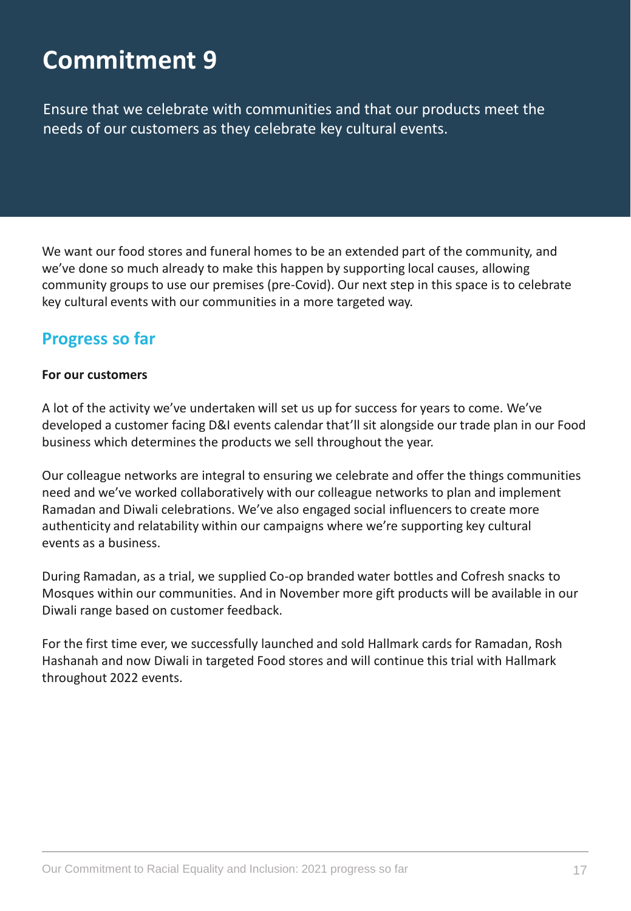# Commitment 9

Ensure that we celebrate with communities and that our products meet the needs of our customers as they celebrate key cultural events.

We want our food stores and funeral homes to be an extended part of the community, and we've done so much already to make this happen by supporting local causes, allowing community groups to use our premises (pre-Covid). Our next step in this space is to celebrate key cultural events with our communities in a more targeted way.

## Progress so far

**For our customers**

A lot of the activity we've undertaken will set us up for success for years to come. We've developed a customer facing D&I events calendar that'll sit alongside our trade plan in our Food business which determines the products we sell throughout the year.

Our colleague networks are integral to ensuring we celebrate and offer the things communities need and we've worked collaboratively with our colleague networks to plan and implement Ramadan and Diwali celebrations. We've also engaged social influencers to create more authenticity and relatability within our campaigns where we're supporting key cultural events as a business.

During Ramadan, as a trial, we supplied Co-op branded water bottles and Cofresh snacks to Mosques within our communities. And in November more gift products will be available in our Diwali range based on customer feedback.

For the first time ever, we successfully launched and sold Hallmark cards for Ramadan, Rosh Hashanah and now Diwali in targeted Food stores and will continue this trial with Hallmark throughout 2022 events.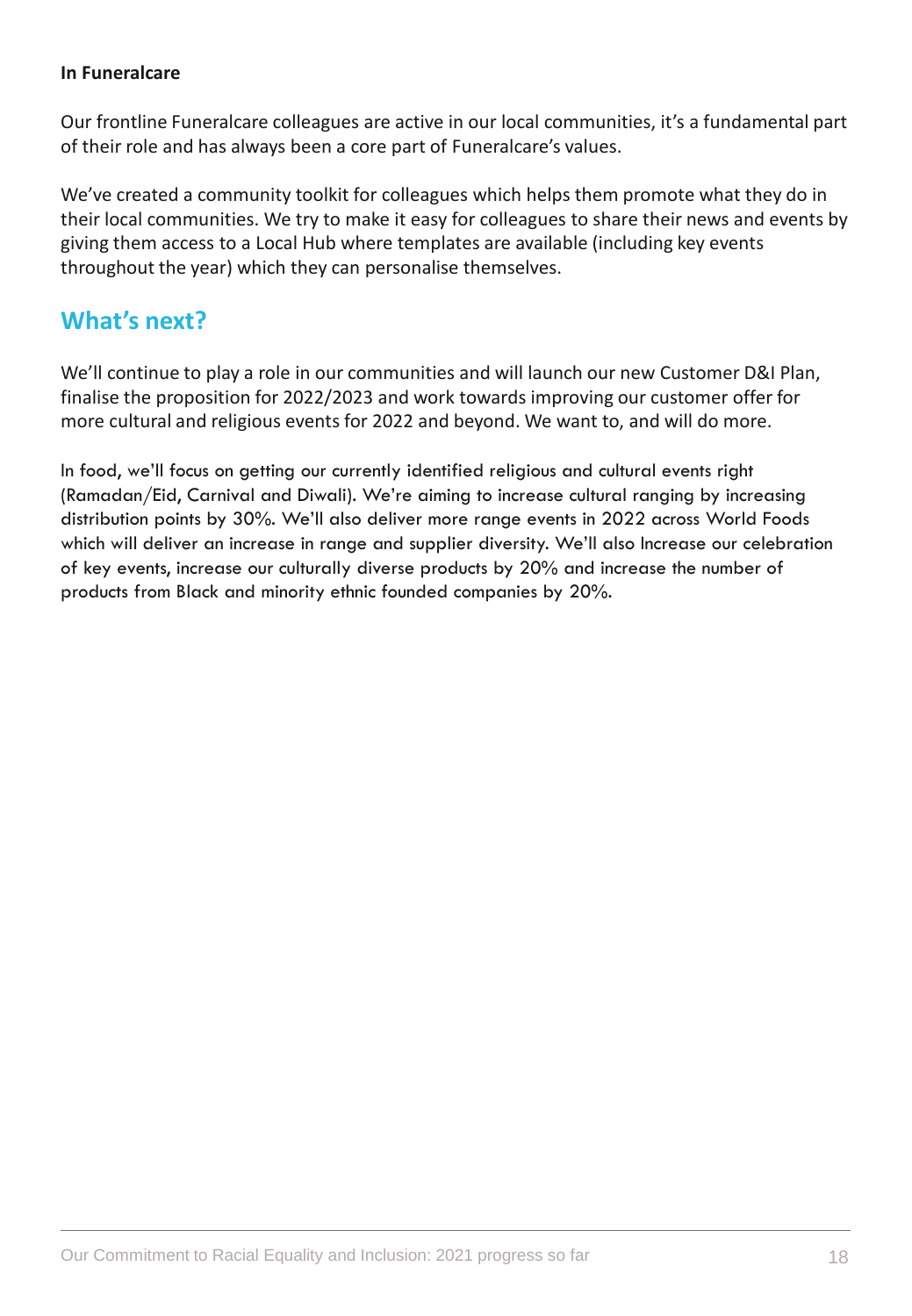**In Funeralcare**

Our frontline Funeralcare colleagues are active in our local communities, it's a fundamental part of their role and has always been a core part of Funeralcare's values.

We've created a community toolkit for colleagues which helps them promote what they do in their local communities. We try to make it easy for colleagues to share their news and events by giving them access to a Local Hub where templates are available (including key events throughout the year) which they can personalise themselves.

## What's next?

We'll continue to play a role in our communities and will launch our new Customer D&I Plan, finalise the proposition for 2022/2023 and work towards improving our customer offer for more cultural and religious events for 2022 and beyond. We want to, and will do more.

In food, we'll focus on getting our currently identified religious and cultural events right (Ramadan/Eid, Carnival and Diwali). We're aiming to increase cultural ranging by increasing distribution points by 30%. We'll also deliver more range events in 2022 across World Foods which will deliver an increase in range and supplier diversity. We'll also Increase our celebration of key events, increase our culturally diverse products by 20% and increase the number of products from Black and minority ethnic founded companies by 20%.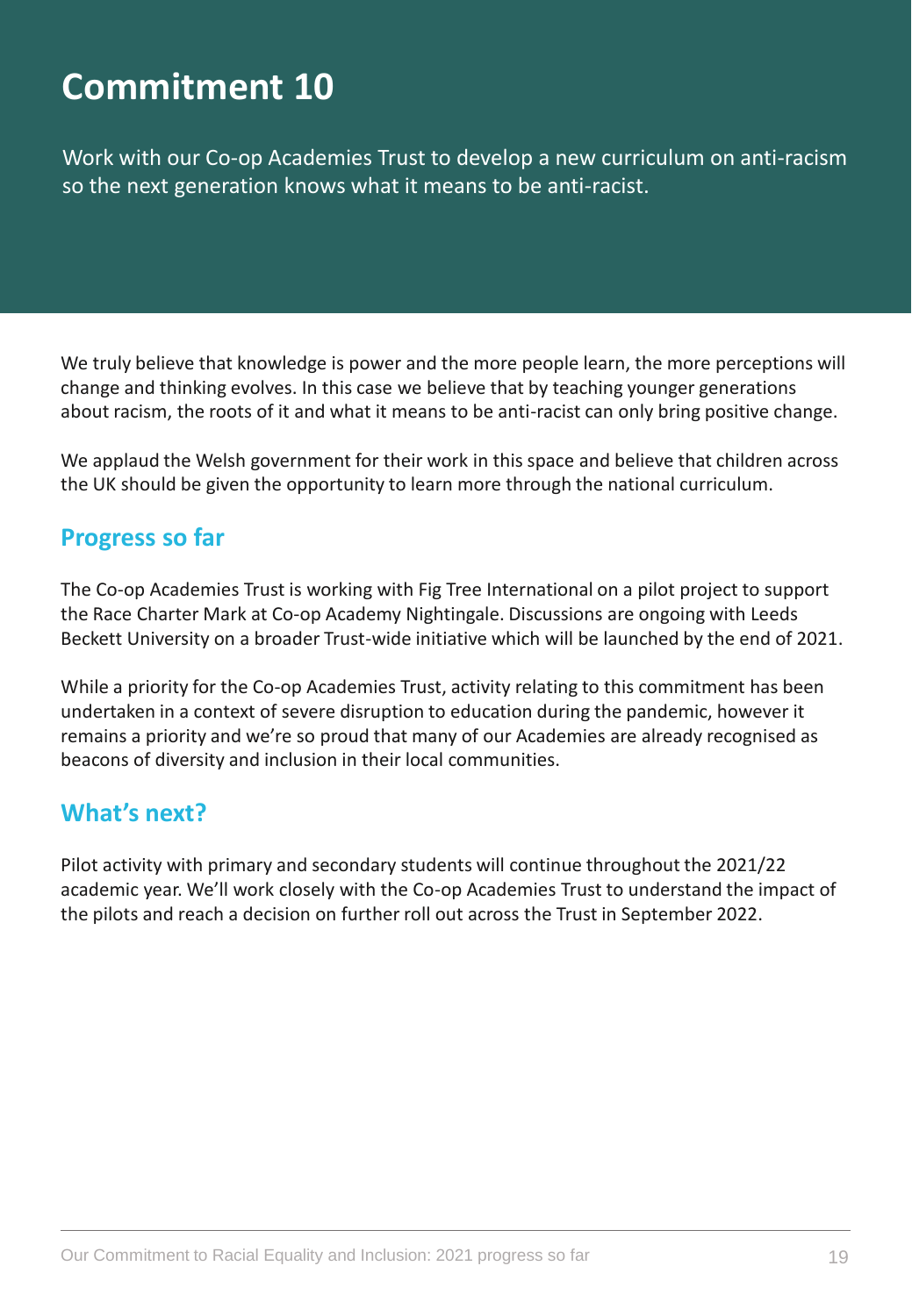# Commitment 10

Work with our Co-op Academies Trust to develop a new curriculum on anti-racism so the next generation knows what it means to be anti-racist.

We truly believe that knowledge is power and the more people learn, the more perceptions will change and thinking evolves. In this case we believe that by teaching younger generations about racism, the roots of it and what it means to be anti-racist can only bring positive change.

We applaud the Welsh government for their work in this space and believe that children across the UK should be given the opportunity to learn more through the national curriculum.

## Progress so far

The Co-op Academies Trust is working with Fig Tree International on a pilot project to support the Race Charter Mark at Co-op Academy Nightingale. Discussions are ongoing with Leeds Beckett University on a broader Trust-wide initiative which will be launched by the end of 2021.

While a priority for the Co-op Academies Trust, activity relating to this commitment has been undertaken in a context of severe disruption to education during the pandemic, however it remains a priority and we're so proud that many of our Academies are already recognised as beacons of diversity and inclusion in their local communities.

## What's next?

Pilot activity with primary and secondary students will continue throughout the 2021/22 academic year. We'll work closely with the Co-op Academies Trust to understand the impact of the pilots and reach a decision on further roll out across the Trust in September 2022.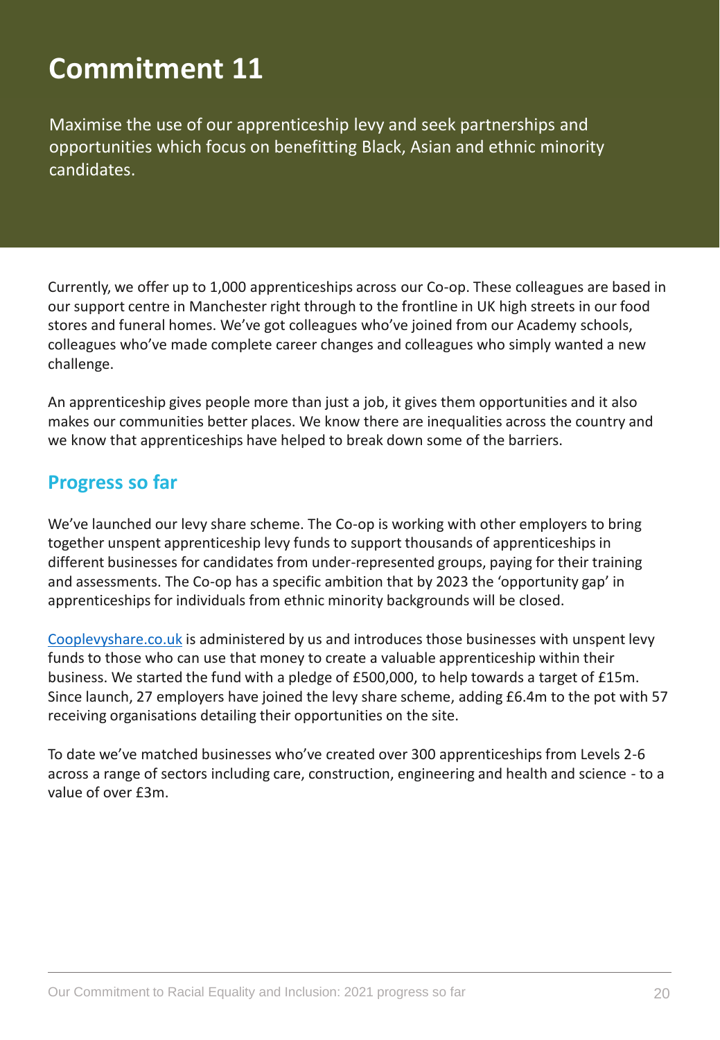# Commitment 11

Maximise the use of our apprenticeship levy and seek partnerships and opportunities which focus on benefitting Black, Asian and ethnic minority candidates.

Currently, we offer up to 1,000 apprenticeships across our Co-op. These colleagues are based in our support centre in Manchester right through to the frontline in UK high streets in our food stores and funeral homes. We've got colleagues who've joined from our Academy schools, colleagues who've made complete career changes and colleagues who simply wanted a new challenge.

An apprenticeship gives people more than just a job, it gives them opportunities and it also makes our communities better places. We know there are inequalities across the country and we know that apprenticeships have helped to break down some of the barriers.

## Progress so far

We've launched our levy share scheme. The Co-op is working with other employers to bring together unspent apprenticeship levy funds to support thousands of apprenticeships in different businesses for candidates from under-represented groups, paying for their training and assessments. The Co-op has a specific ambition that by 2023 the 'opportunity gap' in apprenticeships for individuals from ethnic minority backgrounds will be closed.

Cooplevyshare.co.uk is administered by us and introduces those businesses with unspent levy funds to those who can use that money to create a valuable apprenticeship within their business. We started the fund with a pledge of £500,000, to help towards a target of £15m. Since launch, 27 employers have joined the levy share scheme, adding £6.4m to the pot with 57 receiving organisations detailing their opportunities on the site.

To date we've matched businesses who've created over 300 apprenticeships from Levels 2-6 across a range of sectors including care, construction, engineering and health and science - to a value of over £3m.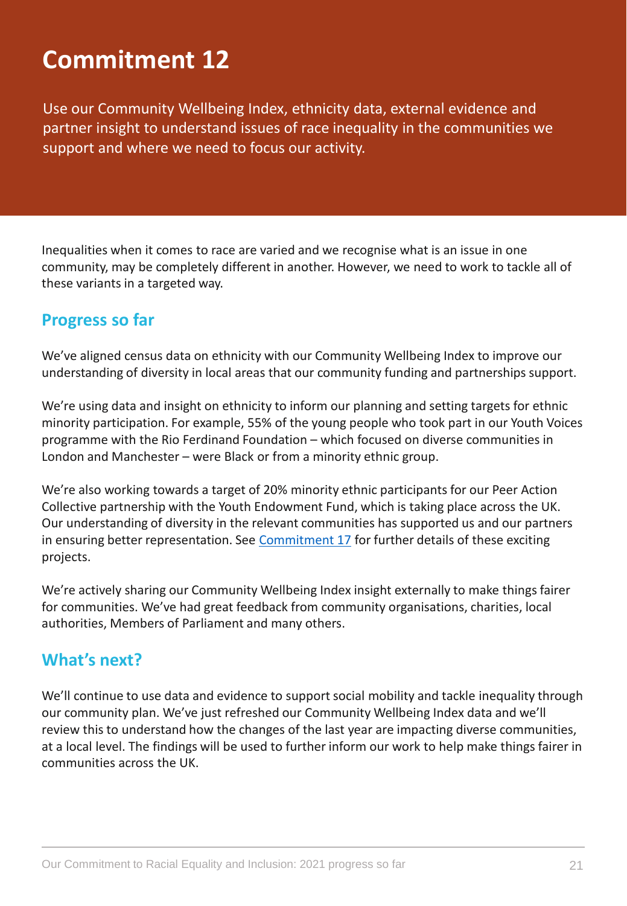# Commitment 12

Use our Community Wellbeing Index, ethnicity data, external evidence and partner insight to understand issues of race inequality in the communities we support and where we need to focus our activity.

Inequalities when it comes to race are varied and we recognise what is an issue in one community, may be completely different in another. However, we need to work to tackle all of these variants in a targeted way.

## Progress so far

We've aligned census data on ethnicity with our Community Wellbeing Index to improve our understanding of diversity in local areas that our community funding and partnerships support.

We're using data and insight on ethnicity to inform our planning and setting targets for ethnic minority participation. For example, 55% of the young people who took part in our Youth Voices programme with the Rio Ferdinand Foundation – which focused on diverse communities in London and Manchester – were Black or from a minority ethnic group.

We're also working towards a target of 20% minority ethnic participants for our Peer Action Collective partnership with the Youth Endowment Fund, which is taking place across the UK. Our understanding of diversity in the relevant communities has supported us and our partners in ensuring better representation. See Commitment 17 for further details of these exciting projects.

We're actively sharing our Community Wellbeing Index insight externally to make things fairer for communities. We've had great feedback from community organisations, charities, local authorities, Members of Parliament and many others.

## What's next?

We'll continue to use data and evidence to support social mobility and tackle inequality through our community plan. We've just refreshed our Community Wellbeing Index data and we'll review this to understand how the changes of the last year are impacting diverse communities, at a local level. The findings will be used to further inform our work to help make things fairer in communities across the UK.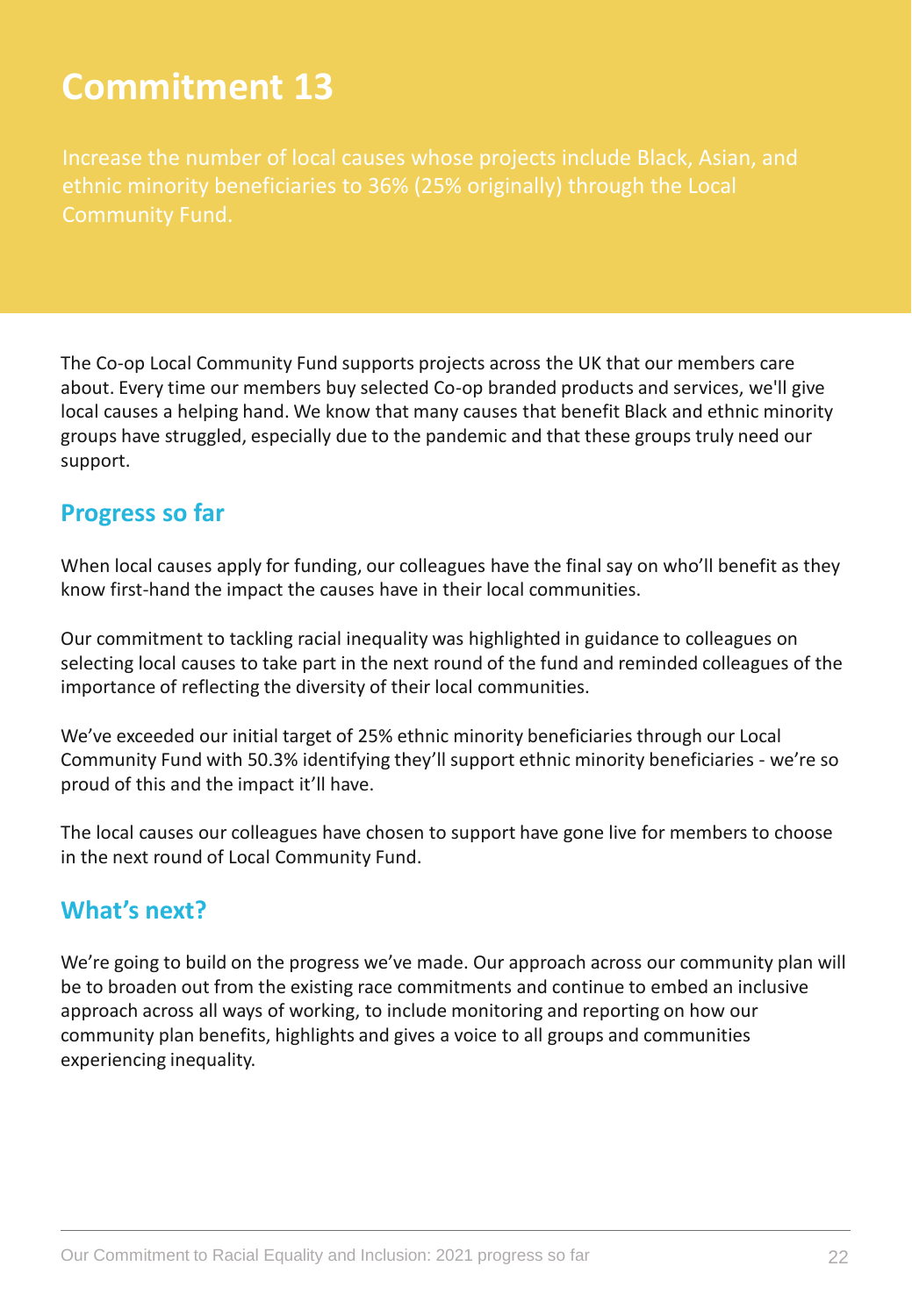# Commitment 13

Increase the number of local causes whose projects include Black, Asian, and ethnic minority beneficiaries to 36% (25% originally) through the Local Community Fund.

The Co-op Local Community Fund supports projects across the UK that our members care about. Every time our members buy selected Co-op branded products and services, we'll give local causes a helping hand. We know that many causes that benefit Black and ethnic minority groups have struggled, especially due to the pandemic and that these groups truly need our support.

## Progress so far

When local causes apply for funding, our colleagues have the final say on who'll benefit as they know first-hand the impact the causes have in their local communities.

Our commitment to tackling racial inequality was highlighted in guidance to colleagues on selecting local causes to take part in the next round of the fund and reminded colleagues of the importance of reflecting the diversity of their local communities.

We've exceeded our initial target of 25% ethnic minority beneficiaries through our Local Community Fund with 50.3% identifying they'll support ethnic minority beneficiaries - we're so proud of this and the impact it'll have.

The local causes our colleagues have chosen to support have gone live for members to choose in the next round of Local Community Fund.

## What's next?

We're going to build on the progress we've made. Our approach across our community plan will be to broaden out from the existing race commitments and continue to embed an inclusive approach across all ways of working, to include monitoring and reporting on how our community plan benefits, highlights and gives a voice to all groups and communities experiencing inequality.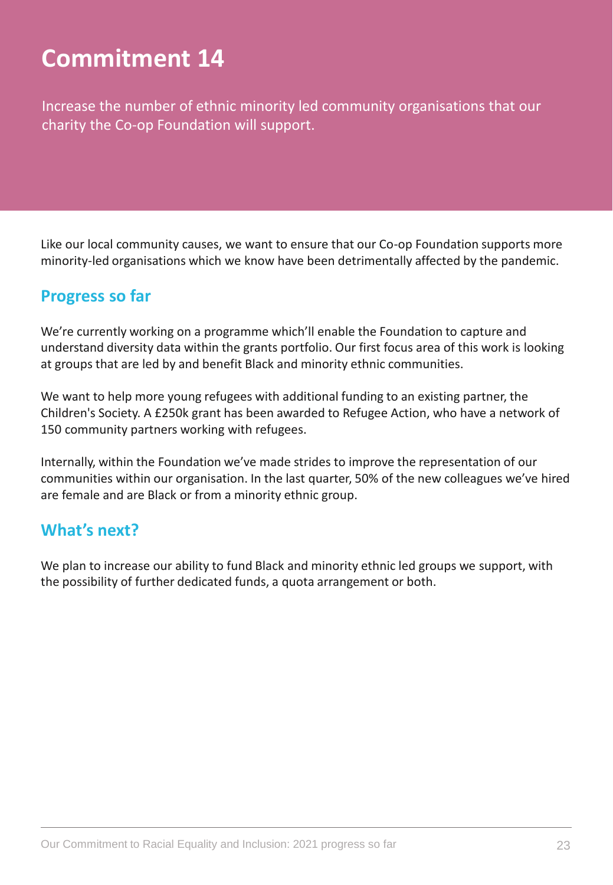# Commitment 14

Increase the number of ethnic minority led community organisations that our charity the Co-op Foundation will support.

Like our local community causes, we want to ensure that our Co-op Foundation supports more minority-led organisations which we know have been detrimentally affected by the pandemic.

## Progress so far

We're currently working on a programme which'll enable the Foundation to capture and understand diversity data within the grants portfolio. Our first focus area of this work is looking at groups that are led by and benefit Black and minority ethnic communities.

We want to help more young refugees with additional funding to an existing partner, the Children's Society. A £250k grant has been awarded to Refugee Action, who have a network of 150 community partners working with refugees.

Internally, within the Foundation we've made strides to improve the representation of our communities within our organisation. In the last quarter, 50% of the new colleagues we've hired are female and are Black or from a minority ethnic group.

## What's next?

We plan to increase our ability to fund Black and minority ethnic led groups we support, with the possibility of further dedicated funds, a quota arrangement or both.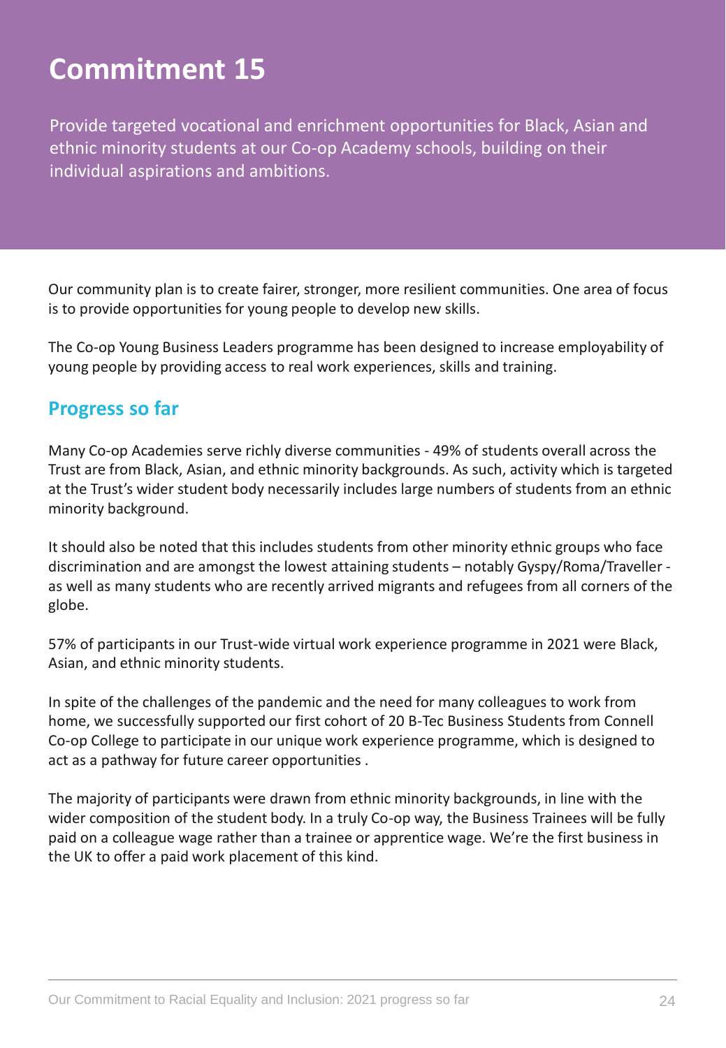# Commitment 15

Provide targeted vocational and enrichment opportunities for Black, Asian and ethnic minority students at our Co-op Academy schools, building on their individual aspirations and ambitions.

Our community plan is to create fairer, stronger, more resilient communities. One area of focus is to provide opportunities for young people to develop new skills.

The Co-op Young Business Leaders programme has been designed to increase employability of young people by providing access to real work experiences, skills and training.

## Progress so far

Many Co-op Academies serve richly diverse communities - 49% of students overall across the Trust are from Black, Asian, and ethnic minority backgrounds. As such, activity which is targeted at the Trust's wider student body necessarily includes large numbers of students from an ethnic minority background.

It should also be noted that this includes students from other minority ethnic groups who face discrimination and are amongst the lowest attaining students – notably Gyspy/Roma/Traveller - as well as many students who are recently arrived migrants and refugees from all corners of the globe.

57% of participants in our Trust-wide virtual work experience programme in 2021 were Black, Asian, and ethnic minority students.

In spite of the challenges of the pandemic and the need for many colleagues to work from home, we successfully supported our first cohort of 20 B-Tec Business Students from Connell Co-op College to participate in our unique work experience programme, which is designed to act as a pathway for future career opportunities .

The majority of participants were drawn from ethnic minority backgrounds, in line with the wider composition of the student body. In a truly Co-op way, the Business Trainees will be fully paid on a colleague wage rather than a trainee or apprentice wage. We're the first business in the UK to offer a paid work placement of this kind.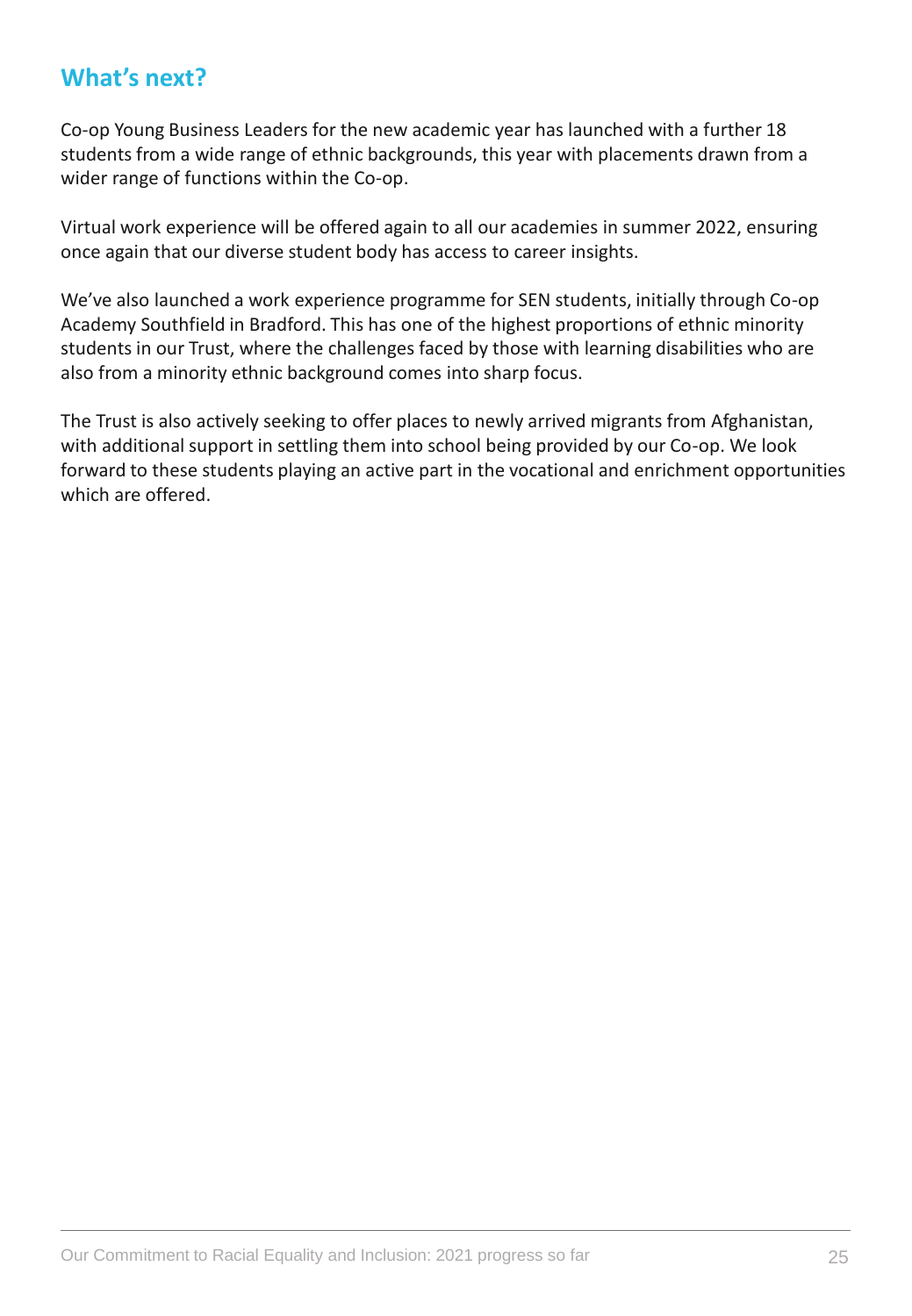## What's next?

Co-op Young Business Leaders for the new academic year has launched with a further 18 students from a wide range of ethnic backgrounds, this year with placements drawn from a wider range of functions within the Co-op.

Virtual work experience will be offered again to all our academies in summer 2022, ensuring once again that our diverse student body has access to career insights.

We've also launched a work experience programme for SEN students, initially through Co-op Academy Southfield in Bradford. This has one of the highest proportions of ethnic minority students in our Trust, where the challenges faced by those with learning disabilities who are also from a minority ethnic background comes into sharp focus.

The Trust is also actively seeking to offer places to newly arrived migrants from Afghanistan, with additional support in settling them into school being provided by our Co-op. We look forward to these students playing an active part in the vocational and enrichment opportunities which are offered.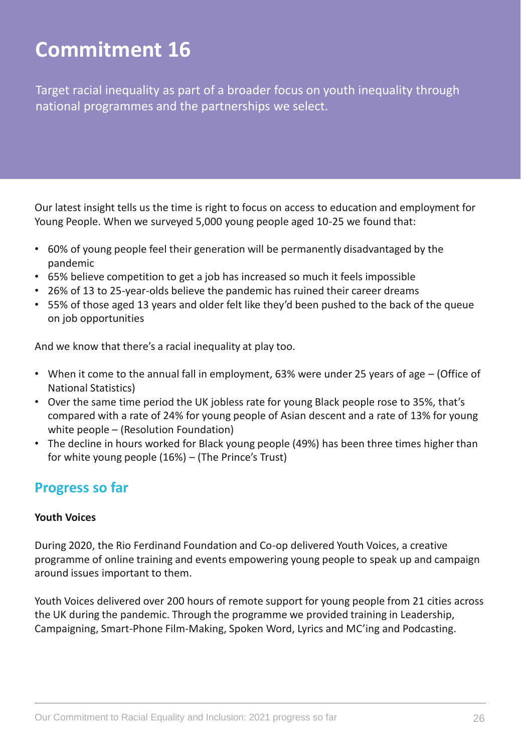# Commitment 16

Target racial inequality as part of a broader focus on youth inequality through national programmes and the partnerships we select.

Our latest insight tells us the time is right to focus on access to education and employment for Young People. When we surveyed 5,000 young people aged 10-25 we found that:

- 60% of young people feel their generation will be permanently disadvantaged by the pandemic
- 65% believe competition to get a job has increased so much it feels impossible
- 26% of 13 to 25-year-olds believe the pandemic has ruined their career dreams
- 55% of those aged 13 years and older felt like they'd been pushed to the back of the queue on job opportunities

And we know that there's a racial inequality at play too.

- When it come to the annual fall in employment, 63% were under 25 years of age – (Office of National Statistics)
- Over the same time period the UK jobless rate for young Black people rose to 35%, that's compared with a rate of 24% for young people of Asian descent and a rate of 13% for young white people – (Resolution Foundation)
- The decline in hours worked for Black young people (49%) has been three times higher than for white young people (16%) – (The Prince's Trust)

## Progress so far

**Youth Voices**

During 2020, the Rio Ferdinand Foundation and Co-op delivered Youth Voices, a creative programme of online training and events empowering young people to speak up and campaign around issues important to them.

Youth Voices delivered over 200 hours of remote support for young people from 21 cities across the UK during the pandemic. Through the programme we provided training in Leadership, Campaigning, Smart-Phone Film-Making, Spoken Word, Lyrics and MC'ing and Podcasting.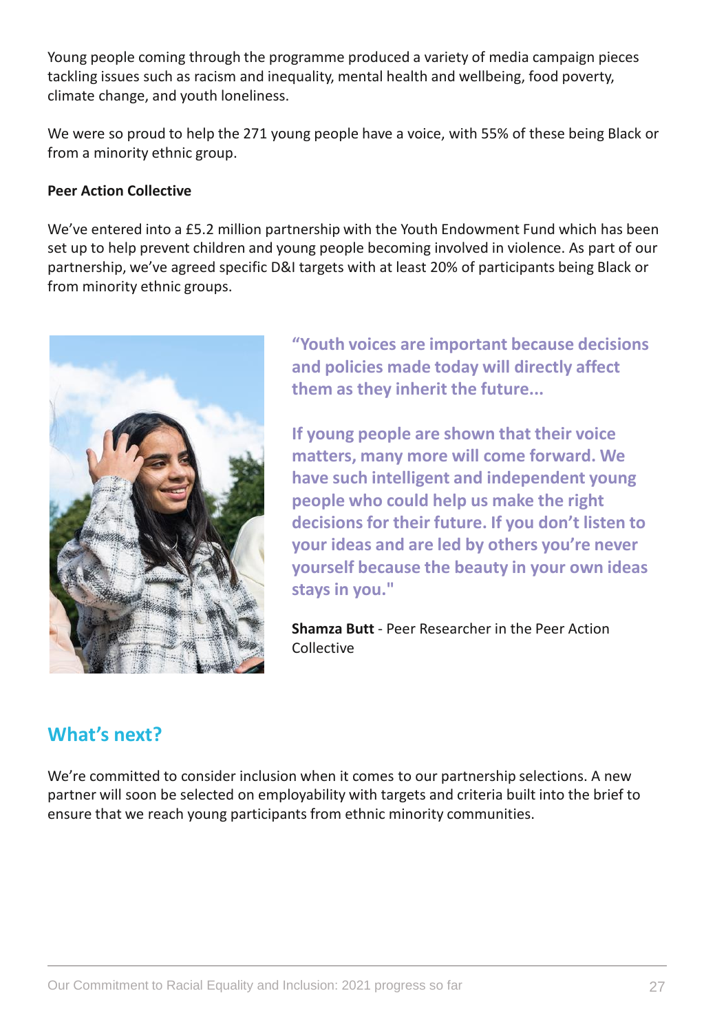Young people coming through the programme produced a variety of media campaign pieces tackling issues such as racism and inequality, mental health and wellbeing, food poverty, climate change, and youth loneliness.

We were so proud to help the 271 young people have a voice, with 55% of these being Black or from a minority ethnic group.

**Peer Action Collective**

We've entered into a £5.2 million partnership with the Youth Endowment Fund which has been set up to help prevent children and young people becoming involved in violence. As part of our partnership, we've agreed specific D&I targets with at least 20% of participants being Black or from minority ethnic groups.

> **"Youth voices are important because decisions and policies made today will directly affect them as they inherit the future...**
>
> **If young people are shown that their voice matters, many more will come forward. We have such intelligent and independent young people who could help us make the right decisions for their future. If you don't listen to your ideas and are led by others you're never yourself because the beauty in your own ideas stays in you."**

**Shamza Butt** - Peer Researcher in the Peer Action Collective

## What's next?

We're committed to consider inclusion when it comes to our partnership selections. A new partner will soon be selected on employability with targets and criteria built into the brief to ensure that we reach young participants from ethnic minority communities.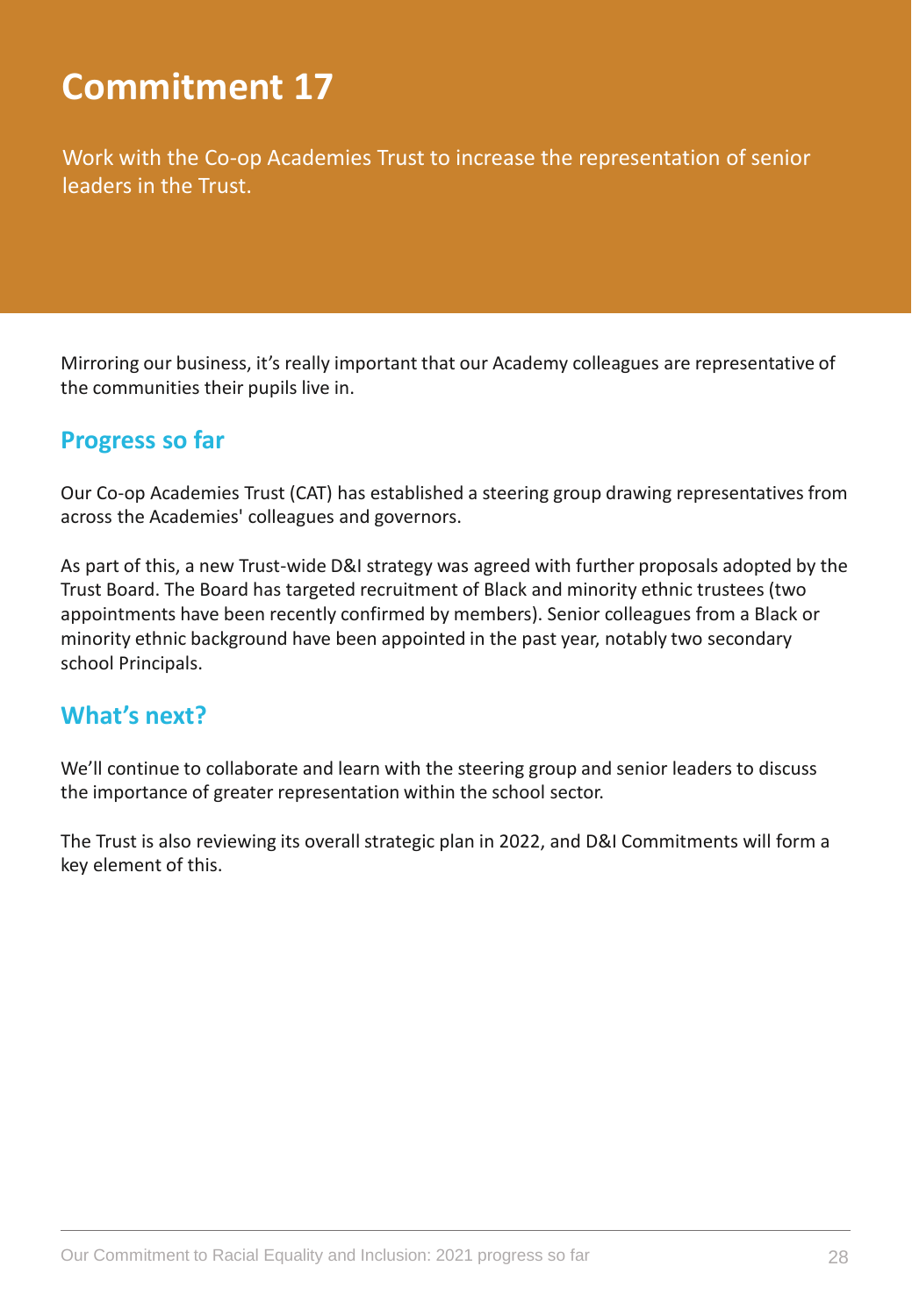# Commitment 17

Work with the Co-op Academies Trust to increase the representation of senior leaders in the Trust.

Mirroring our business, it's really important that our Academy colleagues are representative of the communities their pupils live in.

## Progress so far

Our Co-op Academies Trust (CAT) has established a steering group drawing representatives from across the Academies' colleagues and governors.

As part of this, a new Trust-wide D&I strategy was agreed with further proposals adopted by the Trust Board. The Board has targeted recruitment of Black and minority ethnic trustees (two appointments have been recently confirmed by members). Senior colleagues from a Black or minority ethnic background have been appointed in the past year, notably two secondary school Principals.

## What's next?

We'll continue to collaborate and learn with the steering group and senior leaders to discuss the importance of greater representation within the school sector.

The Trust is also reviewing its overall strategic plan in 2022, and D&I Commitments will form a key element of this.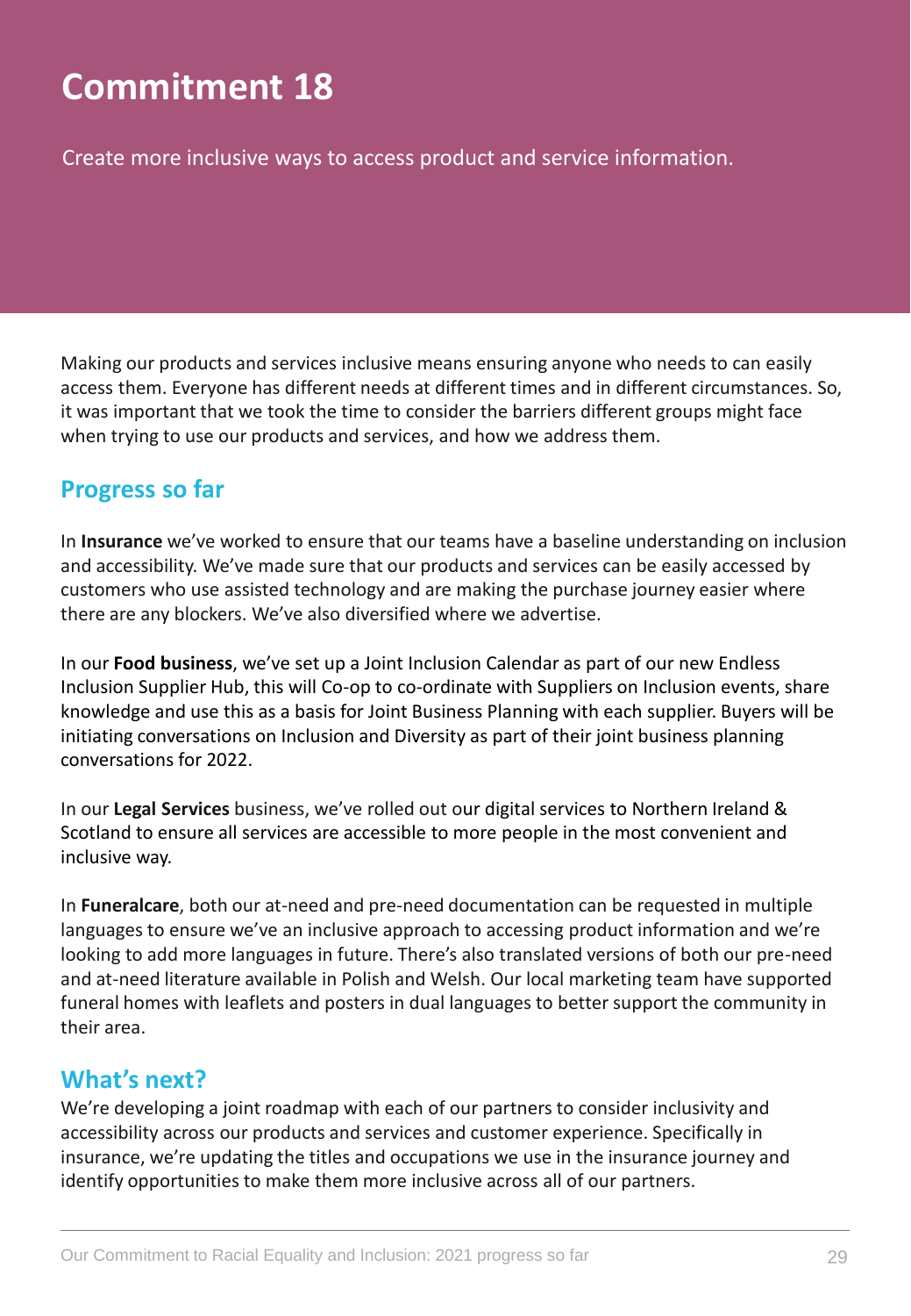# Commitment 18

Create more inclusive ways to access product and service information.

Making our products and services inclusive means ensuring anyone who needs to can easily access them. Everyone has different needs at different times and in different circumstances. So, it was important that we took the time to consider the barriers different groups might face when trying to use our products and services, and how we address them.

## Progress so far

In **Insurance** we've worked to ensure that our teams have a baseline understanding on inclusion and accessibility. We've made sure that our products and services can be easily accessed by customers who use assisted technology and are making the purchase journey easier where there are any blockers. We've also diversified where we advertise.

In our **Food business**, we've set up a Joint Inclusion Calendar as part of our new Endless Inclusion Supplier Hub, this will Co-op to co-ordinate with Suppliers on Inclusion events, share knowledge and use this as a basis for Joint Business Planning with each supplier. Buyers will be initiating conversations on Inclusion and Diversity as part of their joint business planning conversations for 2022.

In our **Legal Services** business, we've rolled out our digital services to Northern Ireland & Scotland to ensure all services are accessible to more people in the most convenient and inclusive way.

In **Funeralcare**, both our at-need and pre-need documentation can be requested in multiple languages to ensure we've an inclusive approach to accessing product information and we're looking to add more languages in future. There's also translated versions of both our pre-need and at-need literature available in Polish and Welsh. Our local marketing team have supported funeral homes with leaflets and posters in dual languages to better support the community in their area.

## What's next?

We're developing a joint roadmap with each of our partners to consider inclusivity and accessibility across our products and services and customer experience. Specifically in insurance, we're updating the titles and occupations we use in the insurance journey and identify opportunities to make them more inclusive across all of our partners.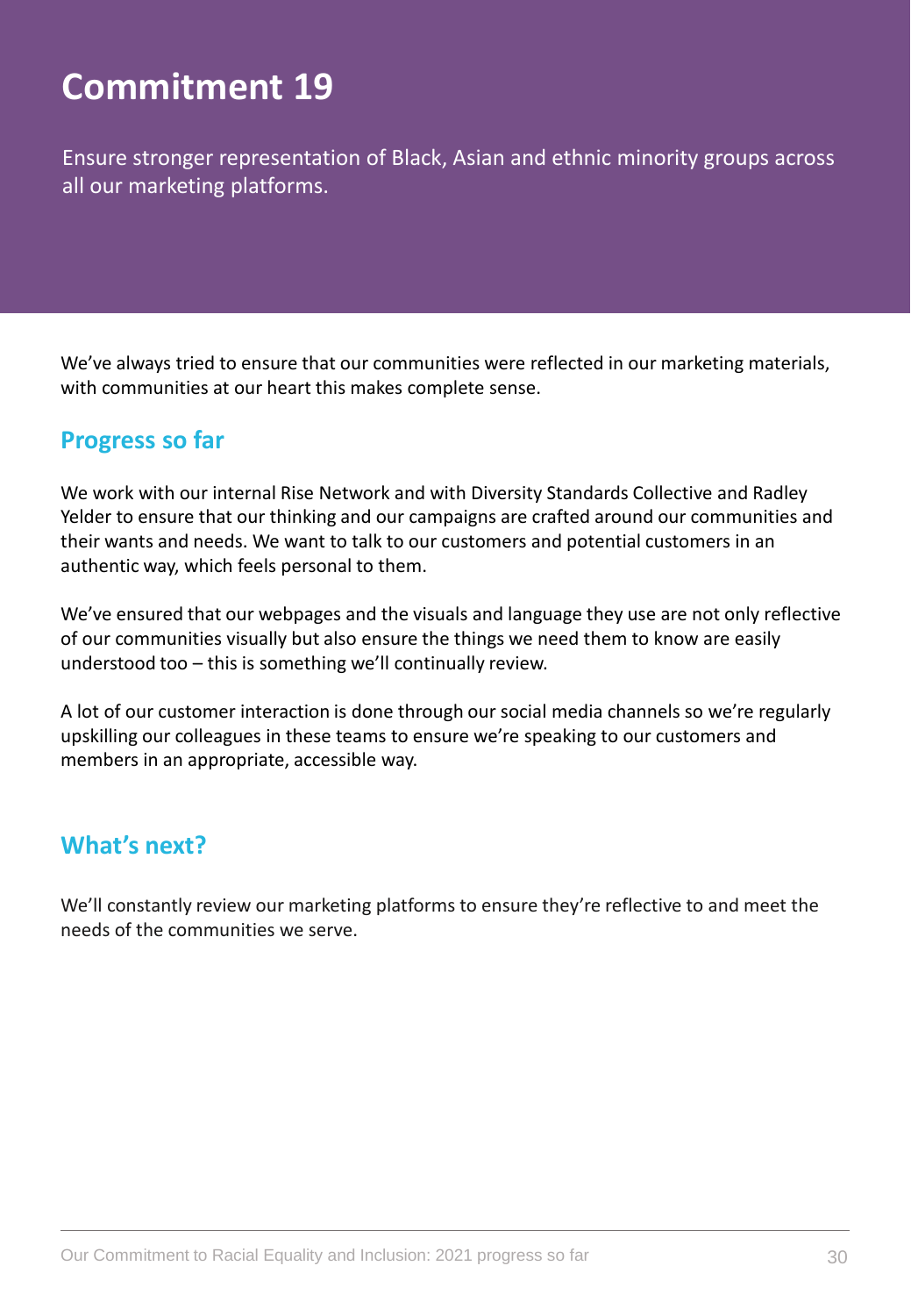# Commitment 19

Ensure stronger representation of Black, Asian and ethnic minority groups across all our marketing platforms.

We've always tried to ensure that our communities were reflected in our marketing materials, with communities at our heart this makes complete sense.

## Progress so far

We work with our internal Rise Network and with Diversity Standards Collective and Radley Yelder to ensure that our thinking and our campaigns are crafted around our communities and their wants and needs. We want to talk to our customers and potential customers in an authentic way, which feels personal to them.

We've ensured that our webpages and the visuals and language they use are not only reflective of our communities visually but also ensure the things we need them to know are easily understood too – this is something we'll continually review.

A lot of our customer interaction is done through our social media channels so we're regularly upskilling our colleagues in these teams to ensure we're speaking to our customers and members in an appropriate, accessible way.

## What's next?

We'll constantly review our marketing platforms to ensure they're reflective to and meet the needs of the communities we serve.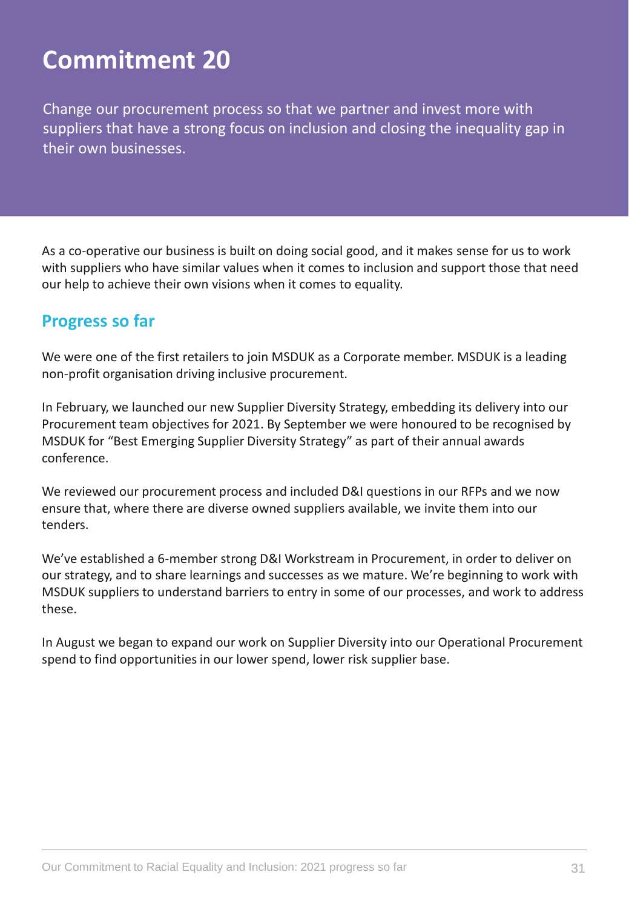# Commitment 20

Change our procurement process so that we partner and invest more with suppliers that have a strong focus on inclusion and closing the inequality gap in their own businesses.

As a co-operative our business is built on doing social good, and it makes sense for us to work with suppliers who have similar values when it comes to inclusion and support those that need our help to achieve their own visions when it comes to equality.

## Progress so far

We were one of the first retailers to join MSDUK as a Corporate member. MSDUK is a leading non-profit organisation driving inclusive procurement.

In February, we launched our new Supplier Diversity Strategy, embedding its delivery into our Procurement team objectives for 2021. By September we were honoured to be recognised by MSDUK for "Best Emerging Supplier Diversity Strategy" as part of their annual awards conference.

We reviewed our procurement process and included D&I questions in our RFPs and we now ensure that, where there are diverse owned suppliers available, we invite them into our tenders.

We've established a 6-member strong D&I Workstream in Procurement, in order to deliver on our strategy, and to share learnings and successes as we mature. We're beginning to work with MSDUK suppliers to understand barriers to entry in some of our processes, and work to address these.

In August we began to expand our work on Supplier Diversity into our Operational Procurement spend to find opportunities in our lower spend, lower risk supplier base.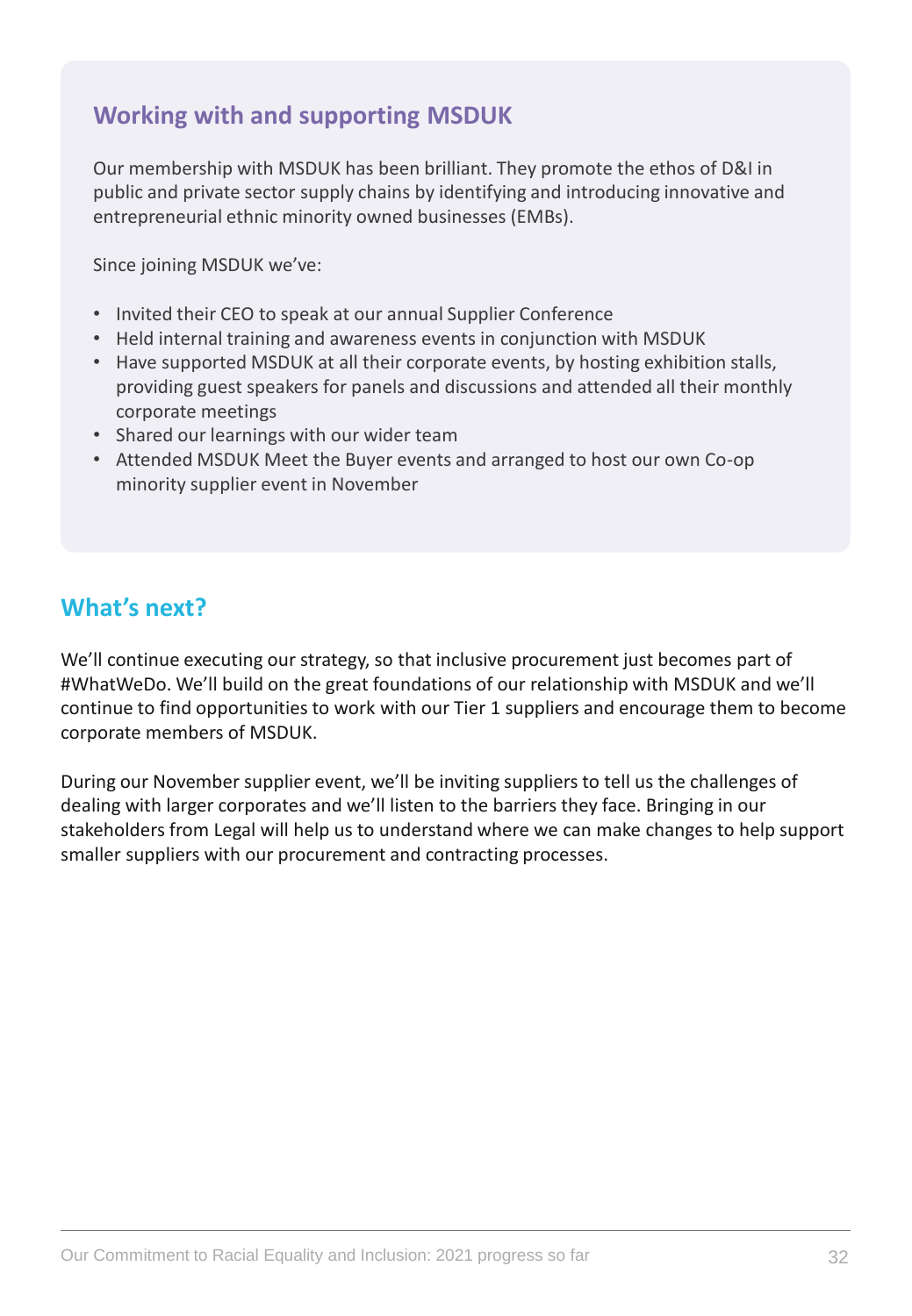## Working with and supporting MSDUK

Our membership with MSDUK has been brilliant. They promote the ethos of D&I in public and private sector supply chains by identifying and introducing innovative and entrepreneurial ethnic minority owned businesses (EMBs).

Since joining MSDUK we've:

- Invited their CEO to speak at our annual Supplier Conference
- Held internal training and awareness events in conjunction with MSDUK
- Have supported MSDUK at all their corporate events, by hosting exhibition stalls, providing guest speakers for panels and discussions and attended all their monthly corporate meetings
- Shared our learnings with our wider team
- Attended MSDUK Meet the Buyer events and arranged to host our own Co-op minority supplier event in November

## What's next?

We'll continue executing our strategy, so that inclusive procurement just becomes part of #WhatWeDo. We'll build on the great foundations of our relationship with MSDUK and we'll continue to find opportunities to work with our Tier 1 suppliers and encourage them to become corporate members of MSDUK.

During our November supplier event, we'll be inviting suppliers to tell us the challenges of dealing with larger corporates and we'll listen to the barriers they face. Bringing in our stakeholders from Legal will help us to understand where we can make changes to help support smaller suppliers with our procurement and contracting processes.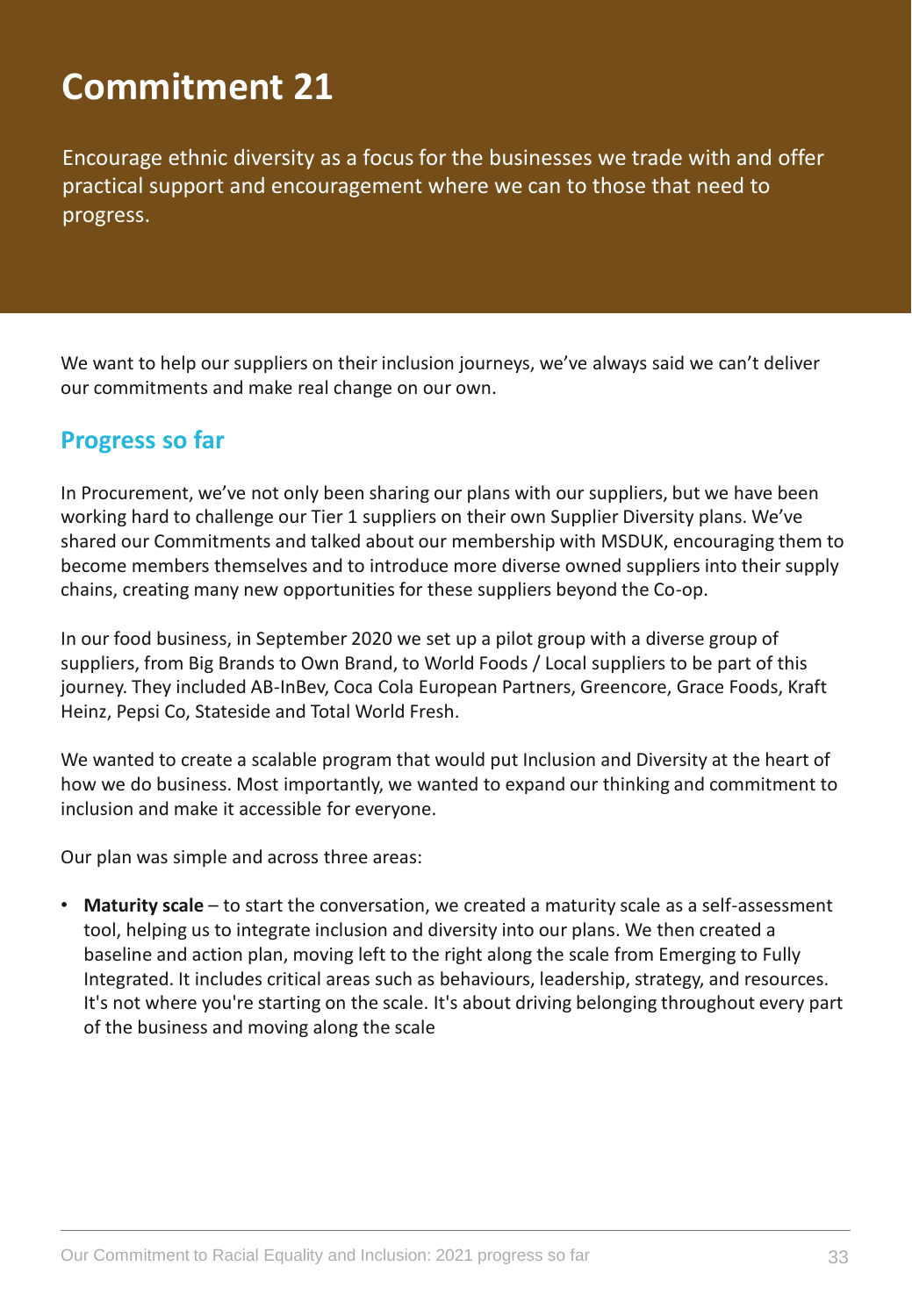# Commitment 21

Encourage ethnic diversity as a focus for the businesses we trade with and offer practical support and encouragement where we can to those that need to progress.

We want to help our suppliers on their inclusion journeys, we've always said we can't deliver our commitments and make real change on our own.

## Progress so far

In Procurement, we've not only been sharing our plans with our suppliers, but we have been working hard to challenge our Tier 1 suppliers on their own Supplier Diversity plans. We've shared our Commitments and talked about our membership with MSDUK, encouraging them to become members themselves and to introduce more diverse owned suppliers into their supply chains, creating many new opportunities for these suppliers beyond the Co-op.

In our food business, in September 2020 we set up a pilot group with a diverse group of suppliers, from Big Brands to Own Brand, to World Foods / Local suppliers to be part of this journey. They included AB-InBev, Coca Cola European Partners, Greencore, Grace Foods, Kraft Heinz, Pepsi Co, Stateside and Total World Fresh.

We wanted to create a scalable program that would put Inclusion and Diversity at the heart of how we do business. Most importantly, we wanted to expand our thinking and commitment to inclusion and make it accessible for everyone.

Our plan was simple and across three areas:

- **Maturity scale** – to start the conversation, we created a maturity scale as a self-assessment tool, helping us to integrate inclusion and diversity into our plans. We then created a baseline and action plan, moving left to the right along the scale from Emerging to Fully Integrated. It includes critical areas such as behaviours, leadership, strategy, and resources. It's not where you're starting on the scale. It's about driving belonging throughout every part of the business and moving along the scale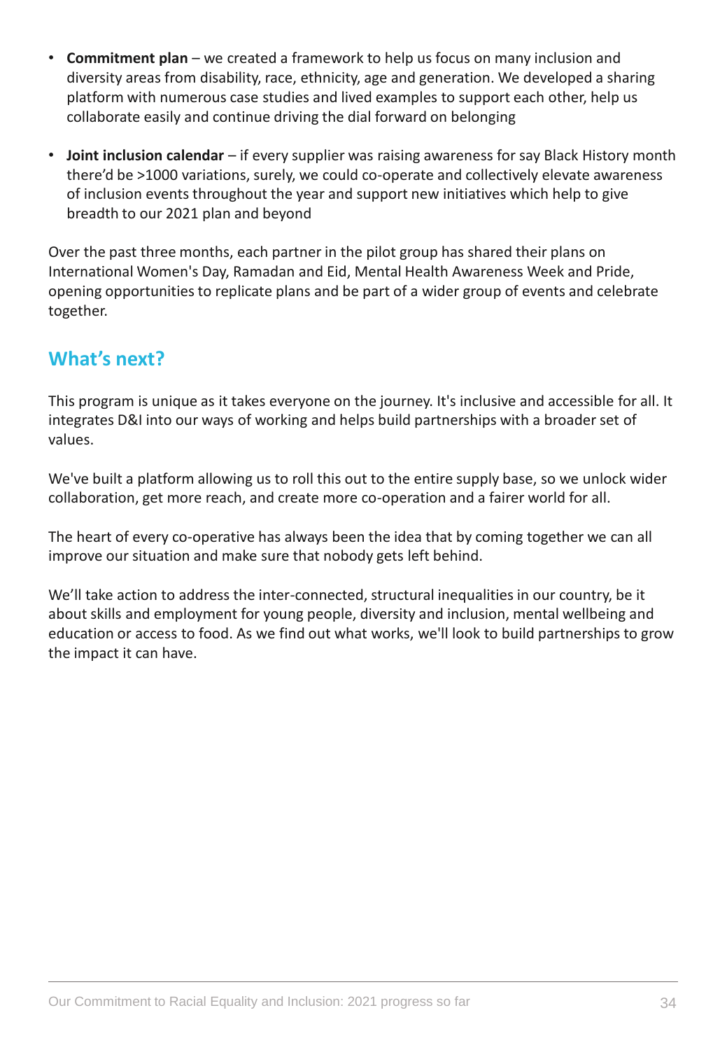- **Commitment plan** – we created a framework to help us focus on many inclusion and diversity areas from disability, race, ethnicity, age and generation. We developed a sharing platform with numerous case studies and lived examples to support each other, help us collaborate easily and continue driving the dial forward on belonging
- **Joint inclusion calendar** – if every supplier was raising awareness for say Black History month there'd be >1000 variations, surely, we could co-operate and collectively elevate awareness of inclusion events throughout the year and support new initiatives which help to give breadth to our 2021 plan and beyond

Over the past three months, each partner in the pilot group has shared their plans on International Women's Day, Ramadan and Eid, Mental Health Awareness Week and Pride, opening opportunities to replicate plans and be part of a wider group of events and celebrate together.

## What's next?

This program is unique as it takes everyone on the journey. It's inclusive and accessible for all. It integrates D&I into our ways of working and helps build partnerships with a broader set of values.

We've built a platform allowing us to roll this out to the entire supply base, so we unlock wider collaboration, get more reach, and create more co-operation and a fairer world for all.

The heart of every co-operative has always been the idea that by coming together we can all improve our situation and make sure that nobody gets left behind.

We'll take action to address the inter-connected, structural inequalities in our country, be it about skills and employment for young people, diversity and inclusion, mental wellbeing and education or access to food. As we find out what works, we'll look to build partnerships to grow the impact it can have.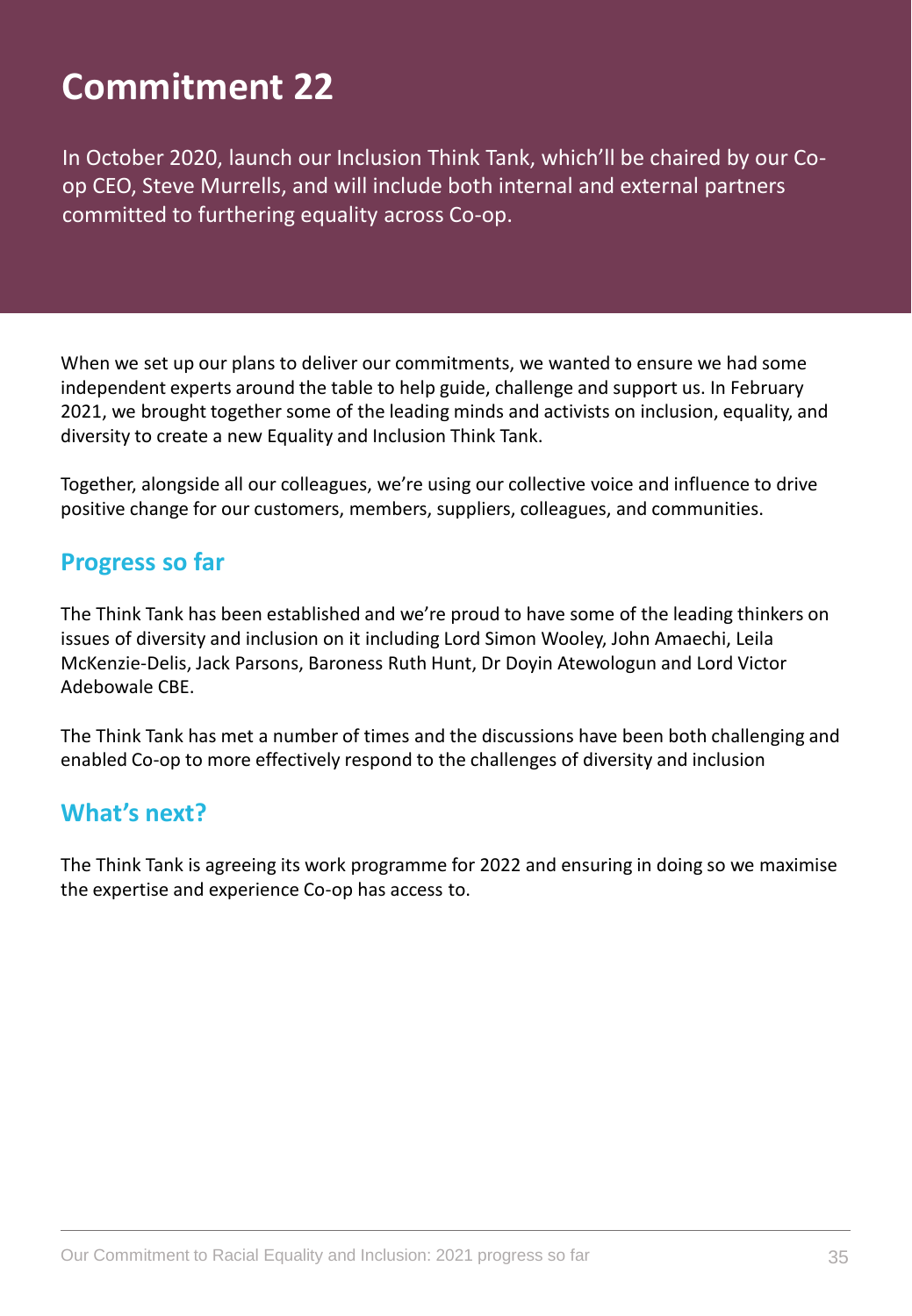# Commitment 22

In October 2020, launch our Inclusion Think Tank, which'll be chaired by our Co-op CEO, Steve Murrells, and will include both internal and external partners committed to furthering equality across Co-op.

When we set up our plans to deliver our commitments, we wanted to ensure we had some independent experts around the table to help guide, challenge and support us. In February 2021, we brought together some of the leading minds and activists on inclusion, equality, and diversity to create a new Equality and Inclusion Think Tank.

Together, alongside all our colleagues, we're using our collective voice and influence to drive positive change for our customers, members, suppliers, colleagues, and communities.

## Progress so far

The Think Tank has been established and we're proud to have some of the leading thinkers on issues of diversity and inclusion on it including Lord Simon Wooley, John Amaechi, Leila McKenzie-Delis, Jack Parsons, Baroness Ruth Hunt, Dr Doyin Atewologun and Lord Victor Adebowale CBE.

The Think Tank has met a number of times and the discussions have been both challenging and enabled Co-op to more effectively respond to the challenges of diversity and inclusion

## What's next?

The Think Tank is agreeing its work programme for 2022 and ensuring in doing so we maximise the expertise and experience Co-op has access to.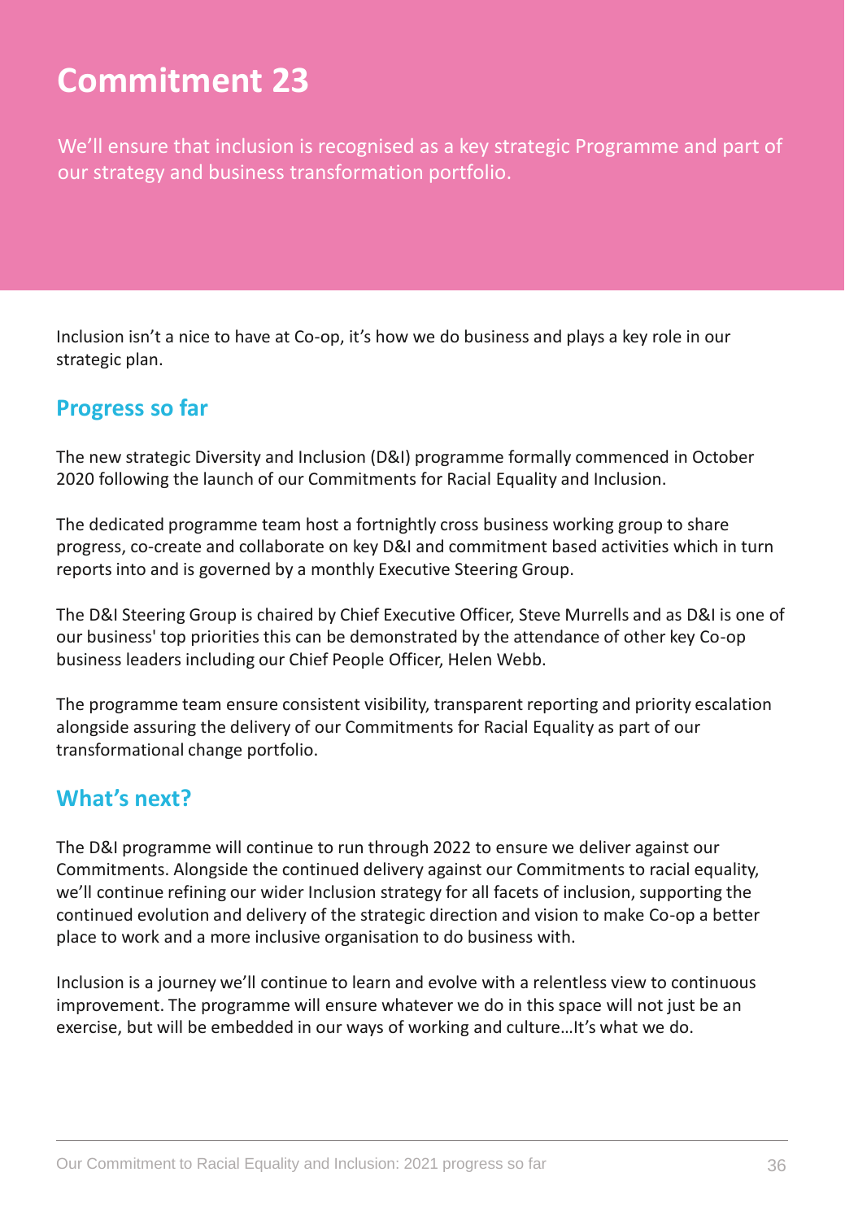# Commitment 23

We'll ensure that inclusion is recognised as a key strategic Programme and part of our strategy and business transformation portfolio.

Inclusion isn't a nice to have at Co-op, it's how we do business and plays a key role in our strategic plan.

## Progress so far

The new strategic Diversity and Inclusion (D&I) programme formally commenced in October 2020 following the launch of our Commitments for Racial Equality and Inclusion.

The dedicated programme team host a fortnightly cross business working group to share progress, co-create and collaborate on key D&I and commitment based activities which in turn reports into and is governed by a monthly Executive Steering Group.

The D&I Steering Group is chaired by Chief Executive Officer, Steve Murrells and as D&I is one of our business' top priorities this can be demonstrated by the attendance of other key Co-op business leaders including our Chief People Officer, Helen Webb.

The programme team ensure consistent visibility, transparent reporting and priority escalation alongside assuring the delivery of our Commitments for Racial Equality as part of our transformational change portfolio.

## What's next?

The D&I programme will continue to run through 2022 to ensure we deliver against our Commitments. Alongside the continued delivery against our Commitments to racial equality, we'll continue refining our wider Inclusion strategy for all facets of inclusion, supporting the continued evolution and delivery of the strategic direction and vision to make Co-op a better place to work and a more inclusive organisation to do business with.

Inclusion is a journey we'll continue to learn and evolve with a relentless view to continuous improvement. The programme will ensure whatever we do in this space will not just be an exercise, but will be embedded in our ways of working and culture…It's what we do.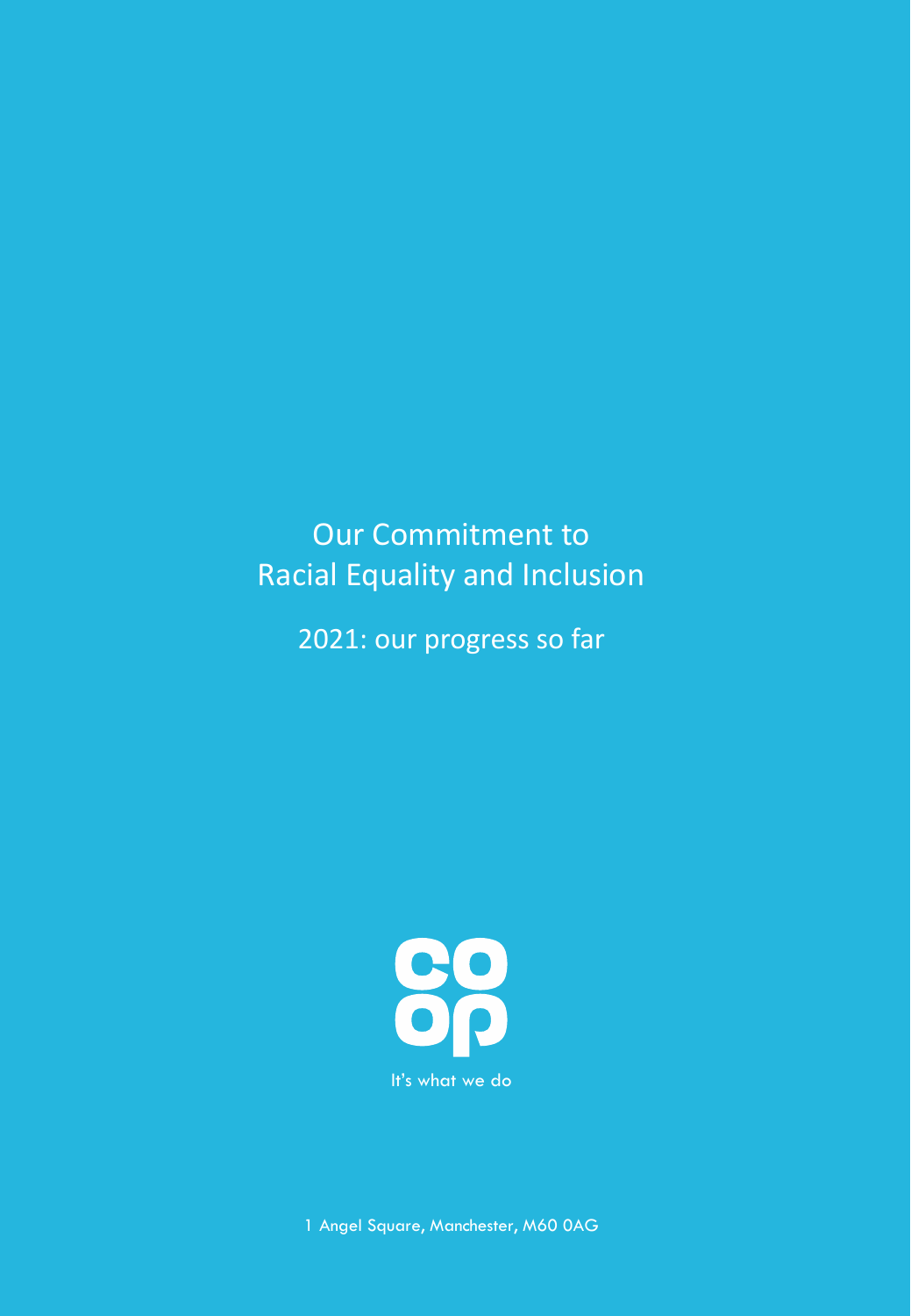Our Commitment to Racial Equality and Inclusion

2021: our progress so far

It's what we do

1 Angel Square, Manchester, M60 0AG